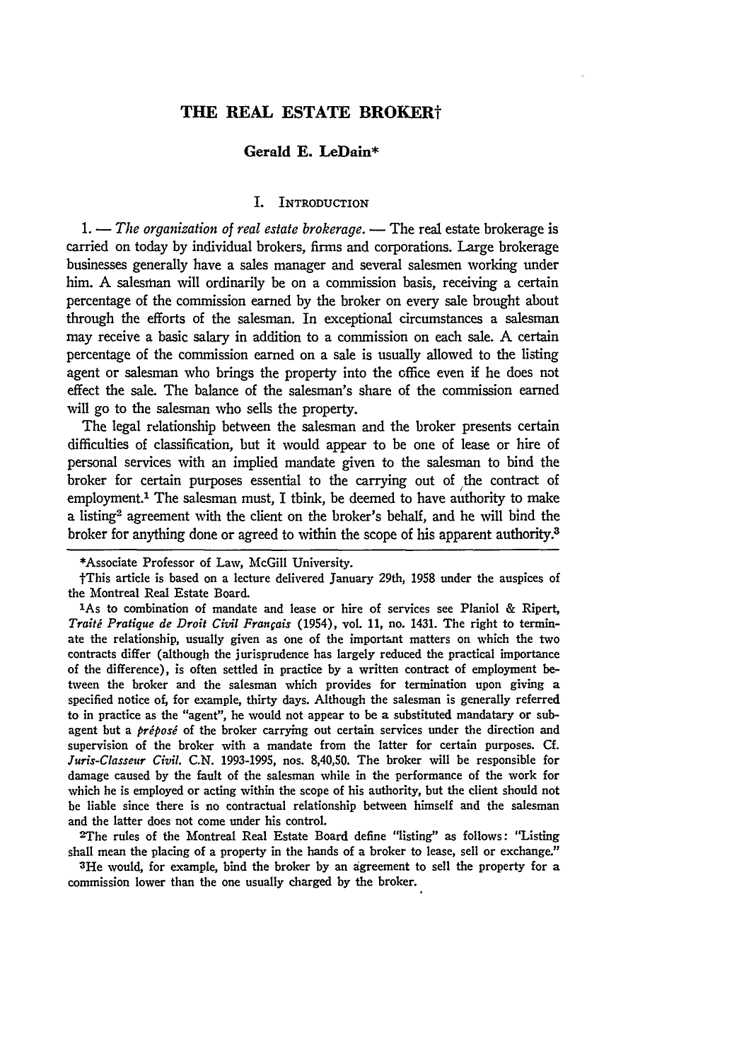# THE REAL ESTATE BROKER†

## Gerald E. LeDain*

### I. Introduction

1. — *The organization of real estate brokerage.* — The real estate brokerage is carried on today by individual brokers, firms and corporations. Large brokerage businesses generally have a sales manager and several salesmen working under him. A salesman will ordinarily be on a commission basis, receiving a certain percentage of the commission earned by the broker on every sale brought about through the efforts of the salesman. In exceptional circumstances a salesman may receive a basic salary in addition to a commission on each sale. A certain percentage of the commission earned on a sale is usually allowed to the listing agent or salesman who brings the property into the office even if he does not effect the sale. The balance of the salesman's share of the commission earned will go to the salesman who sells the property.

The legal relationship between the salesman and the broker presents certain difficulties of classification, but it would appear to be one of lease or hire of personal services with an implied mandate given to the salesman to bind the broker for certain purposes essential to the carrying out of the contract of employment.[1] The salesman must, I think, be deemed to have authority to make a listing[2] agreement with the client on the broker's behalf, and he will bind the broker for anything done or agreed to within the scope of his apparent authority.[3]

---

*Associate Professor of Law, McGill University.

†This article is based on a lecture delivered January 29th, 1958 under the auspices of the Montreal Real Estate Board.

[1]As to combination of mandate and lease or hire of services see Planiol & Ripert, *Traité Pratique de Droit Civil Français* (1954), vol. 11, no. 1431. The right to terminate the relationship, usually given as one of the important matters on which the two contracts differ (although the jurisprudence has largely reduced the practical importance of the difference), is often settled in practice by a written contract of employment between the broker and the salesman which provides for termination upon giving a specified notice of, for example, thirty days. Although the salesman is generally referred to in practice as the "agent", he would not appear to be a substituted mandatary or sub-agent but a *préposé* of the broker carrying out certain services under the direction and supervision of the broker with a mandate from the latter for certain purposes. Cf. *Juris-Classeur Civil.* C.N. 1993-1995, nos. 8,40,50. The broker will be responsible for damage caused by the fault of the salesman while in the performance of the work for which he is employed or acting within the scope of his authority, but the client should not be liable since there is no contractual relationship between himself and the salesman and the latter does not come under his control.

[2]The rules of the Montreal Real Estate Board define "listing" as follows: "Listing shall mean the placing of a property in the hands of a broker to lease, sell or exchange."

[3]He would, for example, bind the broker by an agreement to sell the property for a commission lower than the one usually charged by the broker.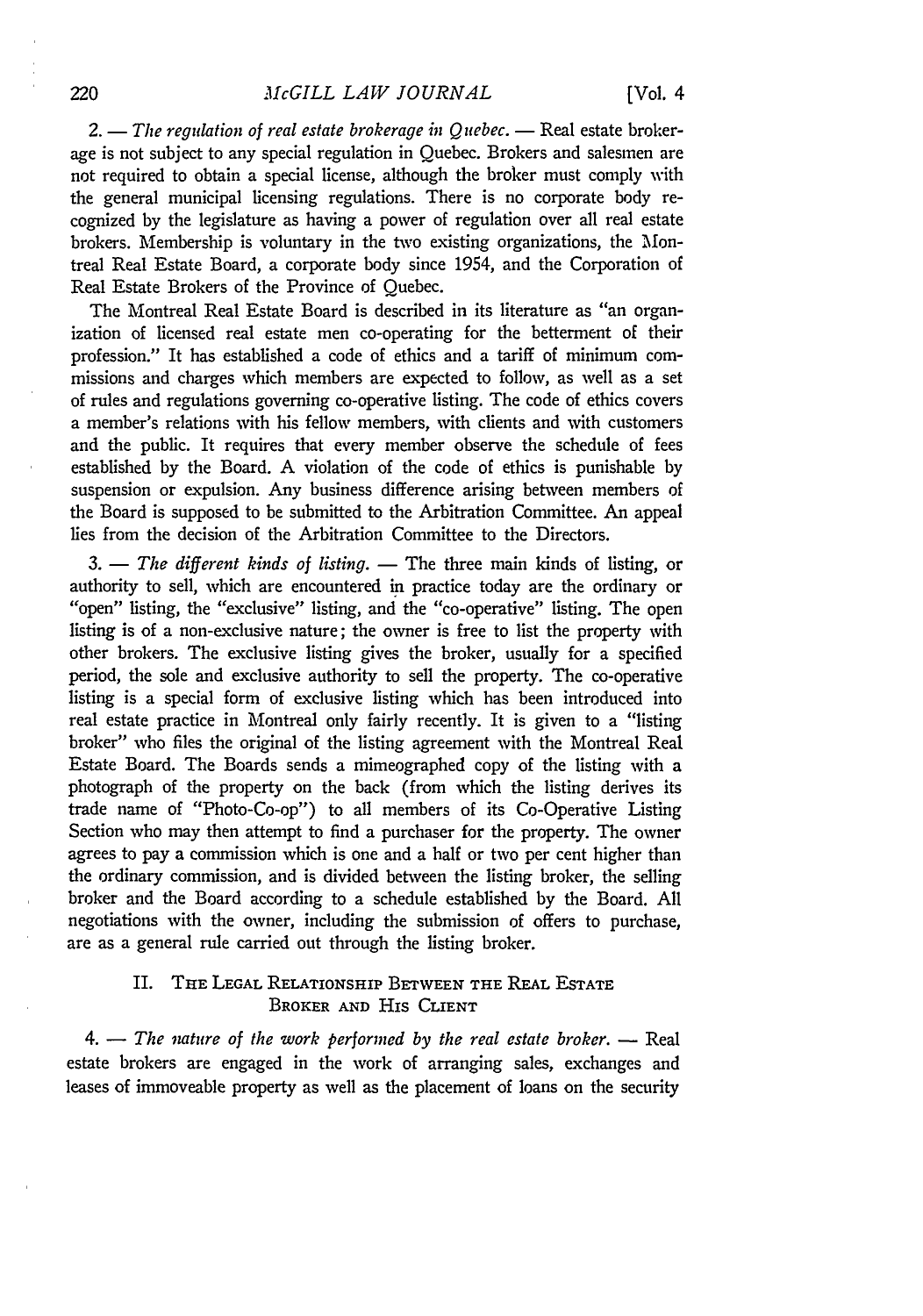2. — *The regulation of real estate brokerage in Quebec.* — Real estate brokerage is not subject to any special regulation in Quebec. Brokers and salesmen are not required to obtain a special license, although the broker must comply with the general municipal licensing regulations. There is no corporate body recognized by the legislature as having a power of regulation over all real estate brokers. Membership is voluntary in the two existing organizations, the Montreal Real Estate Board, a corporate body since 1954, and the Corporation of Real Estate Brokers of the Province of Quebec.

The Montreal Real Estate Board is described in its literature as "an organization of licensed real estate men co-operating for the betterment of their profession." It has established a code of ethics and a tariff of minimum commissions and charges which members are expected to follow, as well as a set of rules and regulations governing co-operative listing. The code of ethics covers a member's relations with his fellow members, with clients and with customers and the public. It requires that every member observe the schedule of fees established by the Board. A violation of the code of ethics is punishable by suspension or expulsion. Any business difference arising between members of the Board is supposed to be submitted to the Arbitration Committee. An appeal lies from the decision of the Arbitration Committee to the Directors.

3. — *The different kinds of listing.* — The three main kinds of listing, or authority to sell, which are encountered in practice today are the ordinary or "open" listing, the "exclusive" listing, and the "co-operative" listing. The open listing is of a non-exclusive nature; the owner is free to list the property with other brokers. The exclusive listing gives the broker, usually for a specified period, the sole and exclusive authority to sell the property. The co-operative listing is a special form of exclusive listing which has been introduced into real estate practice in Montreal only fairly recently. It is given to a "listing broker" who files the original of the listing agreement with the Montreal Real Estate Board. The Boards sends a mimeographed copy of the listing with a photograph of the property on the back (from which the listing derives its trade name of "Photo-Co-op") to all members of its Co-Operative Listing Section who may then attempt to find a purchaser for the property. The owner agrees to pay a commission which is one and a half or two per cent higher than the ordinary commission, and is divided between the listing broker, the selling broker and the Board according to a schedule established by the Board. All negotiations with the owner, including the submission of offers to purchase, are as a general rule carried out through the listing broker.

## II. The Legal Relationship Between the Real Estate Broker and His Client

4. — *The nature of the work performed by the real estate broker.* — Real estate brokers are engaged in the work of arranging sales, exchanges and leases of immoveable property as well as the placement of loans on the security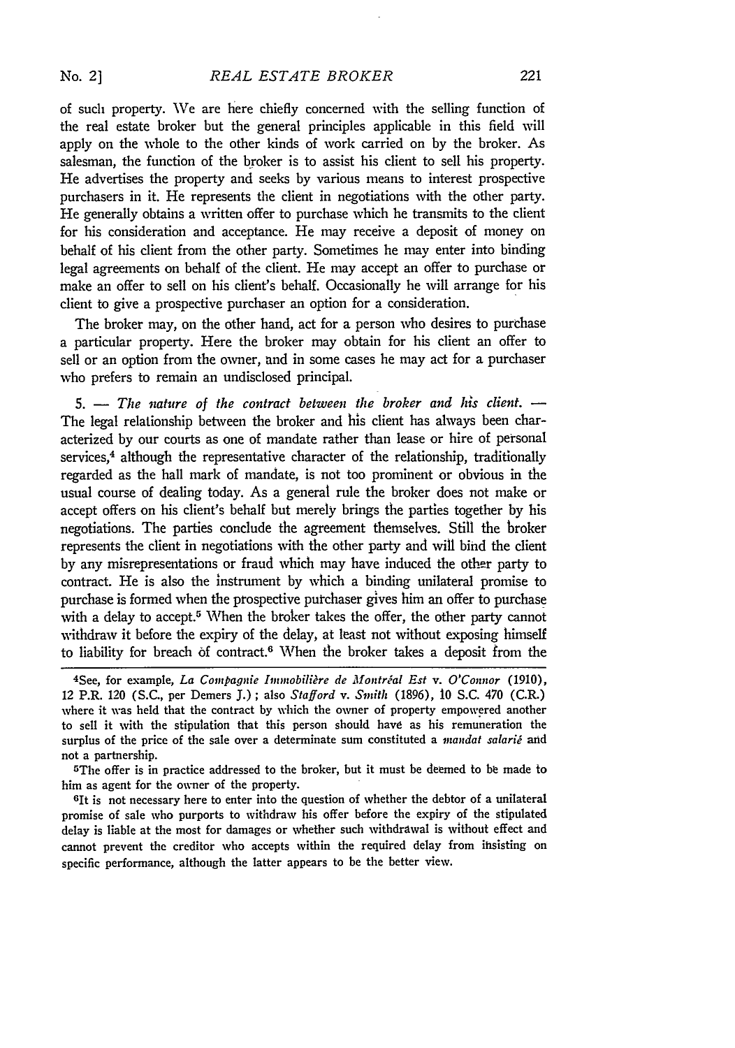of such property. We are here chiefly concerned with the selling function of the real estate broker but the general principles applicable in this field will apply on the whole to the other kinds of work carried on by the broker. As salesman, the function of the broker is to assist his client to sell his property. He advertises the property and seeks by various means to interest prospective purchasers in it. He represents the client in negotiations with the other party. He generally obtains a written offer to purchase which he transmits to the client for his consideration and acceptance. He may receive a deposit of money on behalf of his client from the other party. Sometimes he may enter into binding legal agreements on behalf of the client. He may accept an offer to purchase or make an offer to sell on his client's behalf. Occasionally he will arrange for his client to give a prospective purchaser an option for a consideration.

The broker may, on the other hand, act for a person who desires to purchase a particular property. Here the broker may obtain for his client an offer to sell or an option from the owner, and in some cases he may act for a purchaser who prefers to remain an undisclosed principal.

5. — *The nature of the contract between the broker and his client.* — The legal relationship between the broker and his client has always been characterized by our courts as one of mandate rather than lease or hire of personal services,[4] although the representative character of the relationship, traditionally regarded as the hall mark of mandate, is not too prominent or obvious in the usual course of dealing today. As a general rule the broker does not make or accept offers on his client's behalf but merely brings the parties together by his negotiations. The parties conclude the agreement themselves. Still the broker represents the client in negotiations with the other party and will bind the client by any misrepresentations or fraud which may have induced the other party to contract. He is also the instrument by which a binding unilateral promise to purchase is formed when the prospective purchaser gives him an offer to purchase with a delay to accept.[5] When the broker takes the offer, the other party cannot withdraw it before the expiry of the delay, at least not without exposing himself to liability for breach of contract.[6] When the broker takes a deposit from the

---

[4]See, for example, *La Compagnie Immobilière de Montréal Est* v. *O'Connor* (1910), 12 P.R. 120 (S.C., per Demers J.); also *Stafford* v. *Smith* (1896), 10 S.C. 470 (C.R.) where it was held that the contract by which the owner of property empowered another to sell it with the stipulation that this person should have as his remuneration the surplus of the price of the sale over a determinate sum constituted a *mandat salarié* and not a partnership.

[5]The offer is in practice addressed to the broker, but it must be deemed to be made to him as agent for the owner of the property.

[6]It is not necessary here to enter into the question of whether the debtor of a unilateral promise of sale who purports to withdraw his offer before the expiry of the stipulated delay is liable at the most for damages or whether such withdrawal is without effect and cannot prevent the creditor who accepts within the required delay from insisting on specific performance, although the latter appears to be the better view.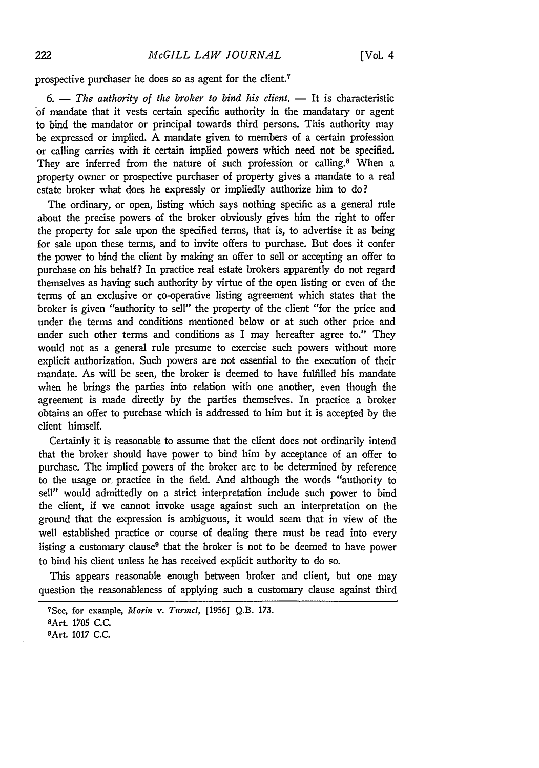prospective purchaser he does so as agent for the client.[7]

6. — *The authority of the broker to bind his client.* — It is characteristic of mandate that it vests certain specific authority in the mandatary or agent to bind the mandator or principal towards third persons. This authority may be expressed or implied. A mandate given to members of a certain profession or calling carries with it certain implied powers which need not be specified. They are inferred from the nature of such profession or calling.[8] When a property owner or prospective purchaser of property gives a mandate to a real estate broker what does he expressly or impliedly authorize him to do?

The ordinary, or open, listing which says nothing specific as a general rule about the precise powers of the broker obviously gives him the right to offer the property for sale upon the specified terms, that is, to advertise it as being for sale upon these terms, and to invite offers to purchase. But does it confer the power to bind the client by making an offer to sell or accepting an offer to purchase on his behalf? In practice real estate brokers apparently do not regard themselves as having such authority by virtue of the open listing or even of the terms of an exclusive or co-operative listing agreement which states that the broker is given "authority to sell" the property of the client "for the price and under the terms and conditions mentioned below or at such other price and under such other terms and conditions as I may hereafter agree to." They would not as a general rule presume to exercise such powers without more explicit authorization. Such powers are not essential to the execution of their mandate. As will be seen, the broker is deemed to have fulfilled his mandate when he brings the parties into relation with one another, even though the agreement is made directly by the parties themselves. In practice a broker obtains an offer to purchase which is addressed to him but it is accepted by the client himself.

Certainly it is reasonable to assume that the client does not ordinarily intend that the broker should have power to bind him by acceptance of an offer to purchase. The implied powers of the broker are to be determined by reference to the usage or practice in the field. And although the words "authority to sell" would admittedly on a strict interpretation include such power to bind the client, if we cannot invoke usage against such an interpretation on the ground that the expression is ambiguous, it would seem that in view of the well established practice or course of dealing there must be read into every listing a customary clause[9] that the broker is not to be deemed to have power to bind his client unless he has received explicit authority to do so.

This appears reasonable enough between broker and client, but one may question the reasonableness of applying such a customary clause against third

---

[7]See, for example, *Morin v. Turmel*, [1956] Q.B. 173.

[8]Art. 1705 C.C.

[9]Art. 1017 C.C.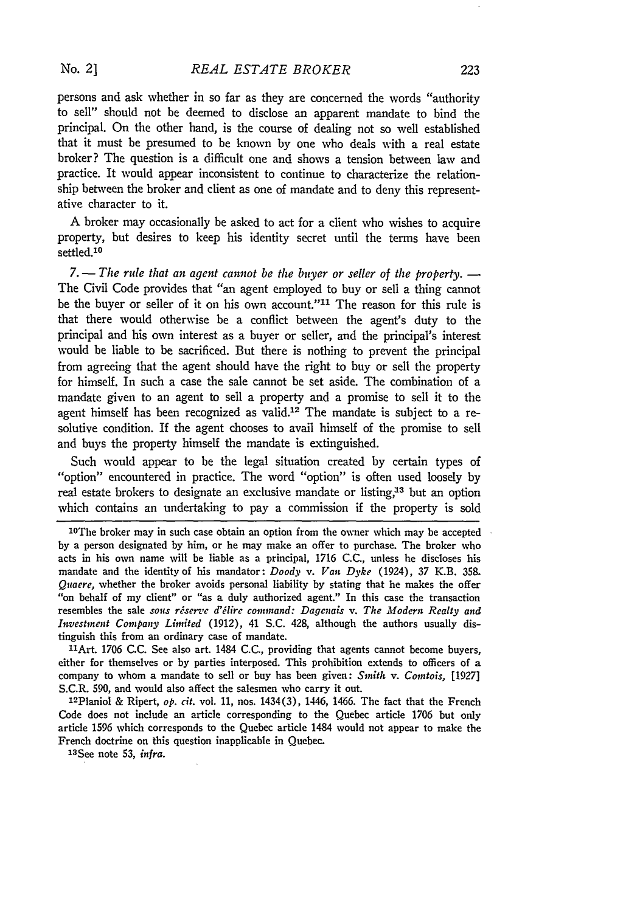persons and ask whether in so far as they are concerned the words "authority to sell" should not be deemed to disclose an apparent mandate to bind the principal. On the other hand, is the course of dealing not so well established that it must be presumed to be known by one who deals with a real estate broker? The question is a difficult one and shows a tension between law and practice. It would appear inconsistent to continue to characterize the relationship between the broker and client as one of mandate and to deny this representative character to it.

A broker may occasionally be asked to act for a client who wishes to acquire property, but desires to keep his identity secret until the terms have been settled.[10]

*7. — The rule that an agent cannot be the buyer or seller of the property.* — The Civil Code provides that "an agent employed to buy or sell a thing cannot be the buyer or seller of it on his own account."[11] The reason for this rule is that there would otherwise be a conflict between the agent's duty to the principal and his own interest as a buyer or seller, and the principal's interest would be liable to be sacrificed. But there is nothing to prevent the principal from agreeing that the agent should have the right to buy or sell the property for himself. In such a case the sale cannot be set aside. The combination of a mandate given to an agent to sell a property and a promise to sell it to the agent himself has been recognized as valid.[12] The mandate is subject to a resolutive condition. If the agent chooses to avail himself of the promise to sell and buys the property himself the mandate is extinguished.

Such would appear to be the legal situation created by certain types of "option" encountered in practice. The word "option" is often used loosely by real estate brokers to designate an exclusive mandate or listing,[13] but an option which contains an undertaking to pay a commission if the property is sold

---

[10]The broker may in such case obtain an option from the owner which may be accepted by a person designated by him, or he may make an offer to purchase. The broker who acts in his own name will be liable as a principal, 1716 C.C., unless he discloses his mandate and the identity of his mandator: *Doody* v. *Van Dyke* (1924), 37 K.B. 358. *Quaere,* whether the broker avoids personal liability by stating that he makes the offer "on behalf of my client" or "as a duly authorized agent." In this case the transaction resembles the sale *sous réserve d'élire command: Dagenais* v. *The Modern Realty and Investment Company Limited* (1912), 41 S.C. 428, although the authors usually distinguish this from an ordinary case of mandate.

[11]Art. 1706 C.C. See also art. 1484 C.C., providing that agents cannot become buyers, either for themselves or by parties interposed. This prohibition extends to officers of a company to whom a mandate to sell or buy has been given: *Smith* v. *Comtois,* [1927] S.C.R. 590, and would also affect the salesmen who carry it out.

[12]Planiol & Ripert, *op. cit.* vol. 11, nos. 1434(3), 1446, 1466. The fact that the French Code does not include an article corresponding to the Quebec article 1706 but only article 1596 which corresponds to the Quebec article 1484 would not appear to make the French doctrine on this question inapplicable in Quebec.

[13]See note 53, *infra.*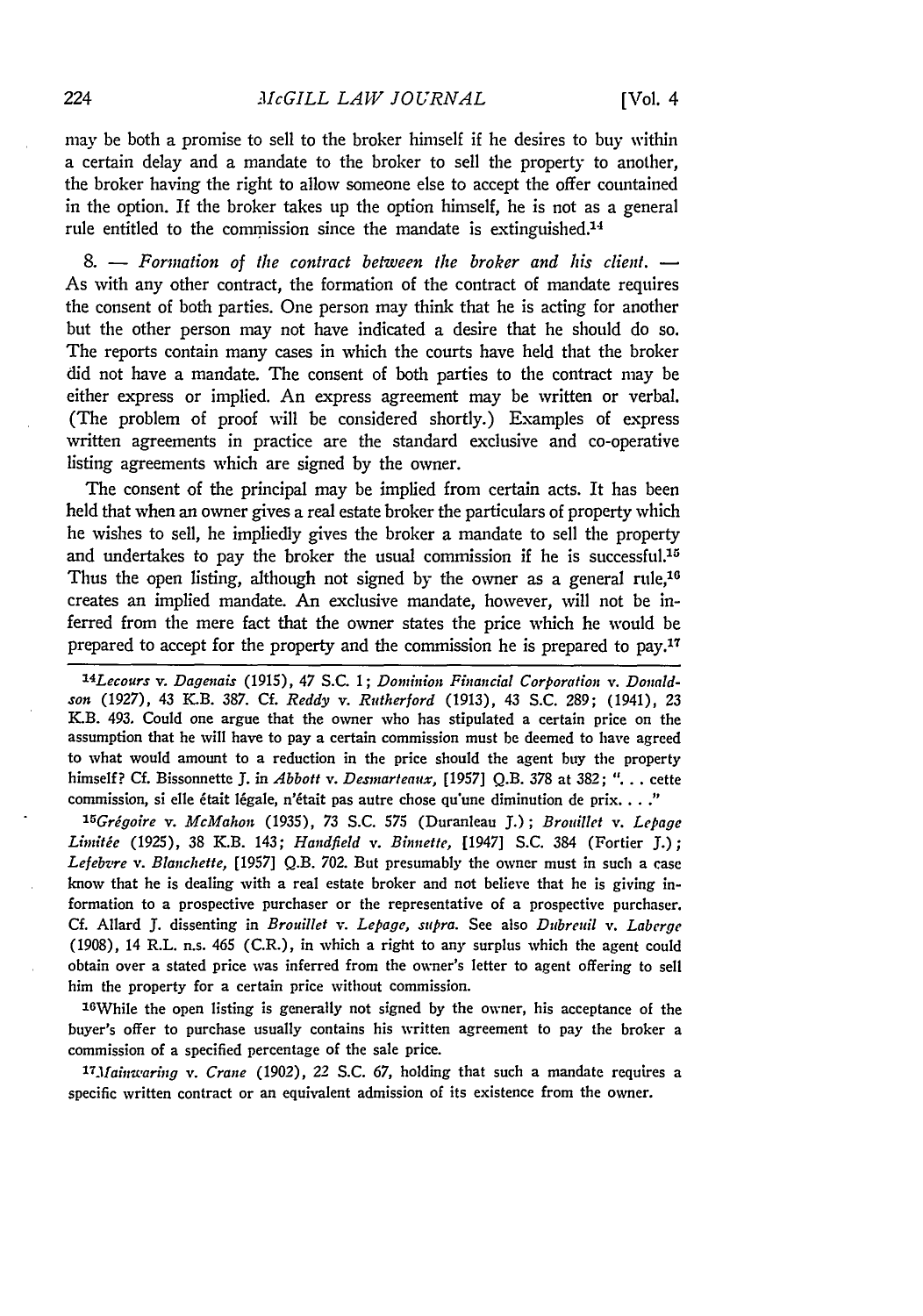may be both a promise to sell to the broker himself if he desires to buy within a certain delay and a mandate to the broker to sell the property to another, the broker having the right to allow someone else to accept the offer countained in the option. If the broker takes up the option himself, he is not as a general rule entitled to the commission since the mandate is extinguished.[14]

8. — *Formation of the contract between the broker and his client.* — As with any other contract, the formation of the contract of mandate requires the consent of both parties. One person may think that he is acting for another but the other person may not have indicated a desire that he should do so. The reports contain many cases in which the courts have held that the broker did not have a mandate. The consent of both parties to the contract may be either express or implied. An express agreement may be written or verbal. (The problem of proof will be considered shortly.) Examples of express written agreements in practice are the standard exclusive and co-operative listing agreements which are signed by the owner.

The consent of the principal may be implied from certain acts. It has been held that when an owner gives a real estate broker the particulars of property which he wishes to sell, he impliedly gives the broker a mandate to sell the property and undertakes to pay the broker the usual commission if he is successful.[15] Thus the open listing, although not signed by the owner as a general rule,[16] creates an implied mandate. An exclusive mandate, however, will not be inferred from the mere fact that the owner states the price which he would be prepared to accept for the property and the commission he is prepared to pay.[17]

[14]*Lecours v. Dagenais* (1915), 47 S.C. 1; *Dominion Financial Corporation v. Donaldson* (1927), 43 K.B. 387. Cf. *Reddy v. Rutherford* (1913), 43 S.C. 289; (1941), 23 K.B. 493. Could one argue that the owner who has stipulated a certain price on the assumption that he will have to pay a certain commission must be deemed to have agreed to what would amount to a reduction in the price should the agent buy the property himself? Cf. Bissonnette J. in *Abbott v. Desmarteaux*, [1957] Q.B. 378 at 382; ". . . cette commission, si elle était légale, n'était pas autre chose qu'une diminution de prix. . . ."

[15]*Grégoire v. McMahon* (1935), 73 S.C. 575 (Duranleau J.); *Brouillet v. Lepage Limitée* (1925), 38 K.B. 143; *Handfield v. Binnette*, [1947] S.C. 384 (Fortier J.); *Lefebvre v. Blanchette*, [1957] Q.B. 702. But presumably the owner must in such a case know that he is dealing with a real estate broker and not believe that he is giving information to a prospective purchaser or the representative of a prospective purchaser. Cf. Allard J. dissenting in *Brouillet v. Lepage*, *supra*. See also *Dubreuil v. Laberge* (1908), 14 R.L. n.s. 465 (C.R.), in which a right to any surplus which the agent could obtain over a stated price was inferred from the owner's letter to agent offering to sell him the property for a certain price without commission.

[16]While the open listing is generally not signed by the owner, his acceptance of the buyer's offer to purchase usually contains his written agreement to pay the broker a commission of a specified percentage of the sale price.

[17]*Mainwaring v. Crane* (1902), 22 S.C. 67, holding that such a mandate requires a specific written contract or an equivalent admission of its existence from the owner.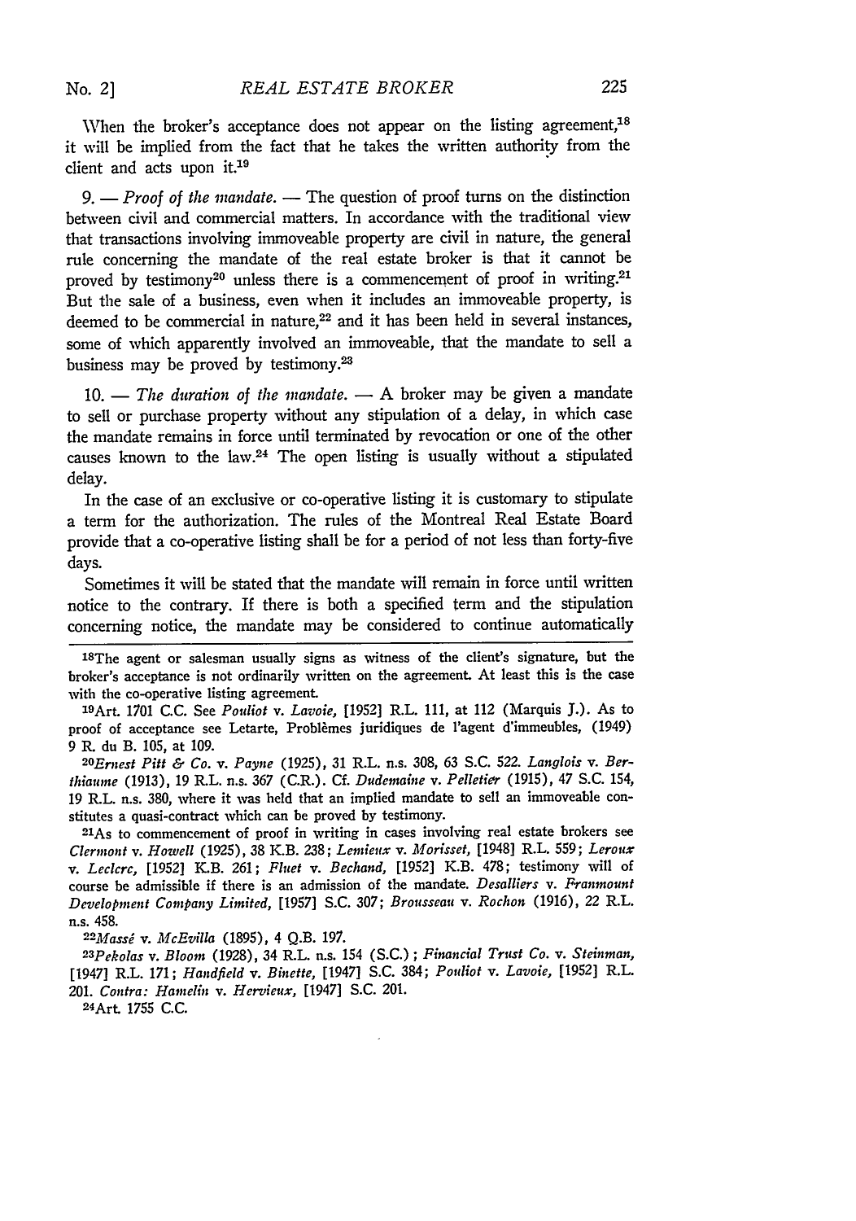When the broker's acceptance does not appear on the listing agreement,[18] it will be implied from the fact that he takes the written authority from the client and acts upon it.[19]

9. — *Proof of the mandate.* — The question of proof turns on the distinction between civil and commercial matters. In accordance with the traditional view that transactions involving immoveable property are civil in nature, the general rule concerning the mandate of the real estate broker is that it cannot be proved by testimony[20] unless there is a commencement of proof in writing.[21] But the sale of a business, even when it includes an immoveable property, is deemed to be commercial in nature,[22] and it has been held in several instances, some of which apparently involved an immoveable, that the mandate to sell a business may be proved by testimony.[23]

10. — *The duration of the mandate.* — A broker may be given a mandate to sell or purchase property without any stipulation of a delay, in which case the mandate remains in force until terminated by revocation or one of the other causes known to the law.[24] The open listing is usually without a stipulated delay.

In the case of an exclusive or co-operative listing it is customary to stipulate a term for the authorization. The rules of the Montreal Real Estate Board provide that a co-operative listing shall be for a period of not less than forty-five days.

Sometimes it will be stated that the mandate will remain in force until written notice to the contrary. If there is both a specified term and the stipulation concerning notice, the mandate may be considered to continue automatically

---

[18]The agent or salesman usually signs as witness of the client's signature, but the broker's acceptance is not ordinarily written on the agreement. At least this is the case with the co-operative listing agreement.

[19]Art. 1701 C.C. See *Pouliot v. Lavoie*, [1952] R.L. 111, at 112 (Marquis J.). As to proof of acceptance see Letarte, Problèmes juridiques de l'agent d'immeubles, (1949) 9 R. du B. 105, at 109.

[20]*Ernest Pitt & Co. v. Payne* (1925), 31 R.L. n.s. 308, 63 S.C. 522. *Langlois v. Berthiaume* (1913), 19 R.L. n.s. 367 (C.R.). Cf. *Dudemaine v. Pelletier* (1915), 47 S.C. 154, 19 R.L. n.s. 380, where it was held that an implied mandate to sell an immoveable constitutes a quasi-contract which can be proved by testimony.

[21]As to commencement of proof in writing in cases involving real estate brokers see *Clermont v. Howell* (1925), 38 K.B. 238; *Lemieux v. Morisset*, [1948] R.L. 559; *Leroux v. Leclerc*, [1952] K.B. 261; *Fluet v. Bechand*, [1952] K.B. 478; testimony will of course be admissible if there is an admission of the mandate. *Desalliers v. Franmount Development Company Limited*, [1957] S.C. 307; *Brousseau v. Rochon* (1916), 22 R.L. n.s. 458.

[22]*Massé v. McEvilla* (1895), 4 Q.B. 197.

[23]*Pekolas v. Bloom* (1928), 34 R.L. n.s. 154 (S.C.); *Financial Trust Co. v. Steinman*, [1947] R.L. 171; *Handfield v. Binette*, [1947] S.C. 384; *Pouliot v. Lavoie*, [1952] R.L. 201. *Contra: Hamelin v. Hervieux*, [1947] S.C. 201.

[24]Art. 1755 C.C.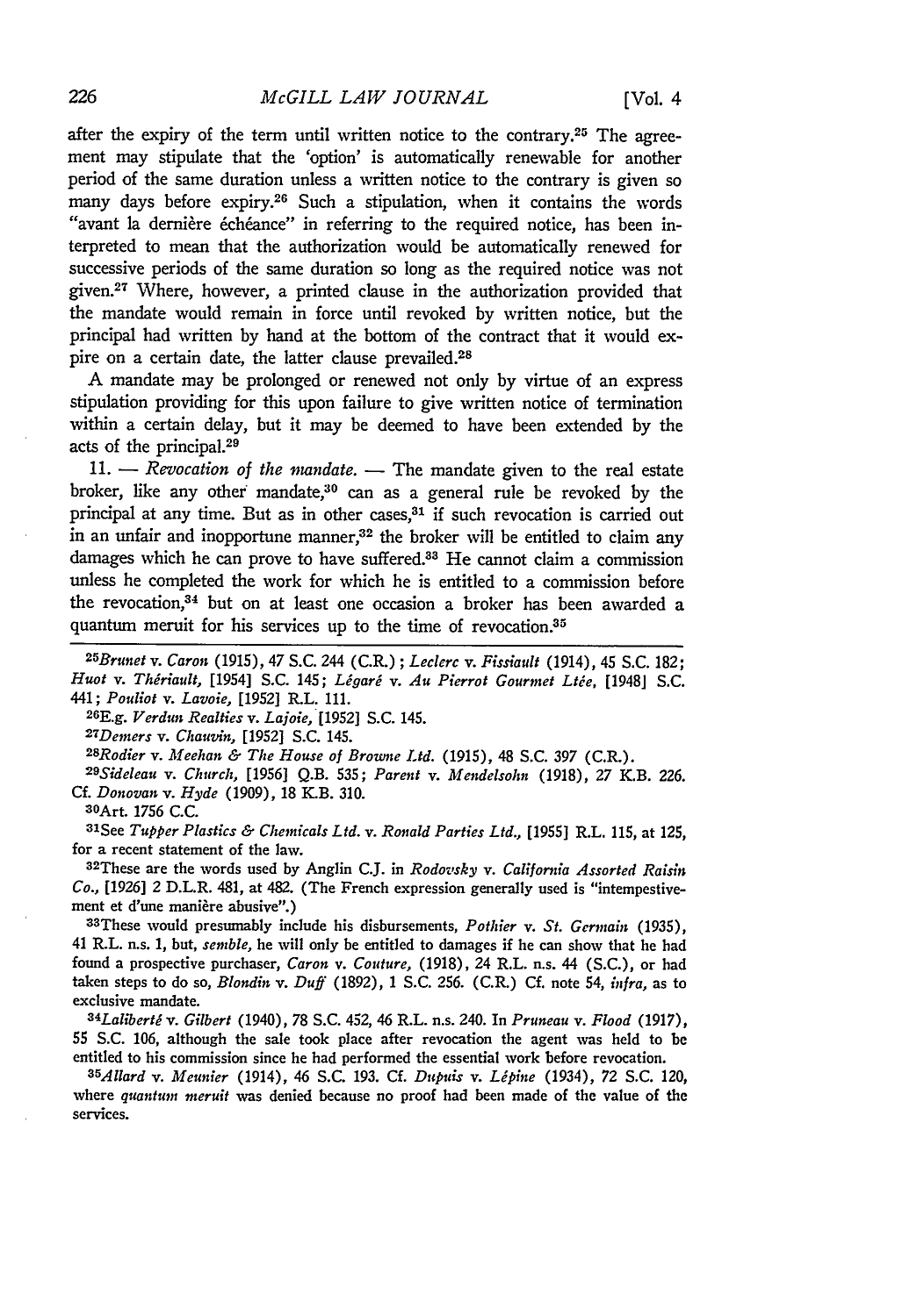after the expiry of the term until written notice to the contrary.[25] The agreement may stipulate that the 'option' is automatically renewable for another period of the same duration unless a written notice to the contrary is given so many days before expiry.[26] Such a stipulation, when it contains the words "avant la dernière échéance" in referring to the required notice, has been interpreted to mean that the authorization would be automatically renewed for successive periods of the same duration so long as the required notice was not given.[27] Where, however, a printed clause in the authorization provided that the mandate would remain in force until revoked by written notice, but the principal had written by hand at the bottom of the contract that it would expire on a certain date, the latter clause prevailed.[28]

A mandate may be prolonged or renewed not only by virtue of an express stipulation providing for this upon failure to give written notice of termination within a certain delay, but it may be deemed to have been extended by the acts of the principal.[29]

11. — *Revocation of the mandate.* — The mandate given to the real estate broker, like any other mandate,[30] can as a general rule be revoked by the principal at any time. But as in other cases,[31] if such revocation is carried out in an unfair and inopportune manner,[32] the broker will be entitled to claim any damages which he can prove to have suffered.[33] He cannot claim a commission unless he completed the work for which he is entitled to a commission before the revocation,[34] but on at least one occasion a broker has been awarded a quantum meruit for his services up to the time of revocation.[35]

---

[25] *Brunet* v. *Caron* (1915), 47 S.C. 244 (C.R.); *Leclerc* v. *Fissiault* (1914), 45 S.C. 182; *Huot* v. *Thériault*, [1954] S.C. 145; *Légaré* v. *Au Pierrot Gourmet Ltée*, [1948] S.C. 441; *Pouliot* v. *Lavoie*, [1952] R.L. 111.

[26] E.g. *Verdun Realties* v. *Lajoie*, [1952] S.C. 145.

[27] *Demers* v. *Chauvin*, [1952] S.C. 145.

[28] *Rodier* v. *Meehan & The House of Browne Ltd.* (1915), 48 S.C. 397 (C.R.).

[29] *Sideleau* v. *Church*, [1956] Q.B. 535; *Parent* v. *Mendelsohn* (1918), 27 K.B. 226. Cf. *Donovan* v. *Hyde* (1909), 18 K.B. 310.

[30] Art. 1756 C.C.

[31] See *Tupper Plastics & Chemicals Ltd.* v. *Ronald Parties Ltd.*, [1955] R.L. 115, at 125, for a recent statement of the law.

[32] These are the words used by Anglin C.J. in *Rodovsky* v. *California Assorted Raisin Co.*, [1926] 2 D.L.R. 481, at 482. (The French expression generally used is "intempestivement et d'une manière abusive".)

[33] These would presumably include his disbursements, *Pothier* v. *St. Germain* (1935), 41 R.L. n.s. 1, but, *semble*, he will only be entitled to damages if he can show that he had found a prospective purchaser, *Caron* v. *Couture*, (1918), 24 R.L. n.s. 44 (S.C.), or had taken steps to do so, *Blondin* v. *Duff* (1892), 1 S.C. 256. (C.R.) Cf. note 54, *infra*, as to exclusive mandate.

[34] *Laliberté* v. *Gilbert* (1940), 78 S.C. 452, 46 R.L. n.s. 240. In *Pruneau* v. *Flood* (1917), 55 S.C. 106, although the sale took place after revocation the agent was held to be entitled to his commission since he had performed the essential work before revocation.

[35] *Allard* v. *Meunier* (1914), 46 S.C. 193. Cf. *Dupuis* v. *Lépine* (1934), 72 S.C. 120, where *quantum meruit* was denied because no proof had been made of the value of the services.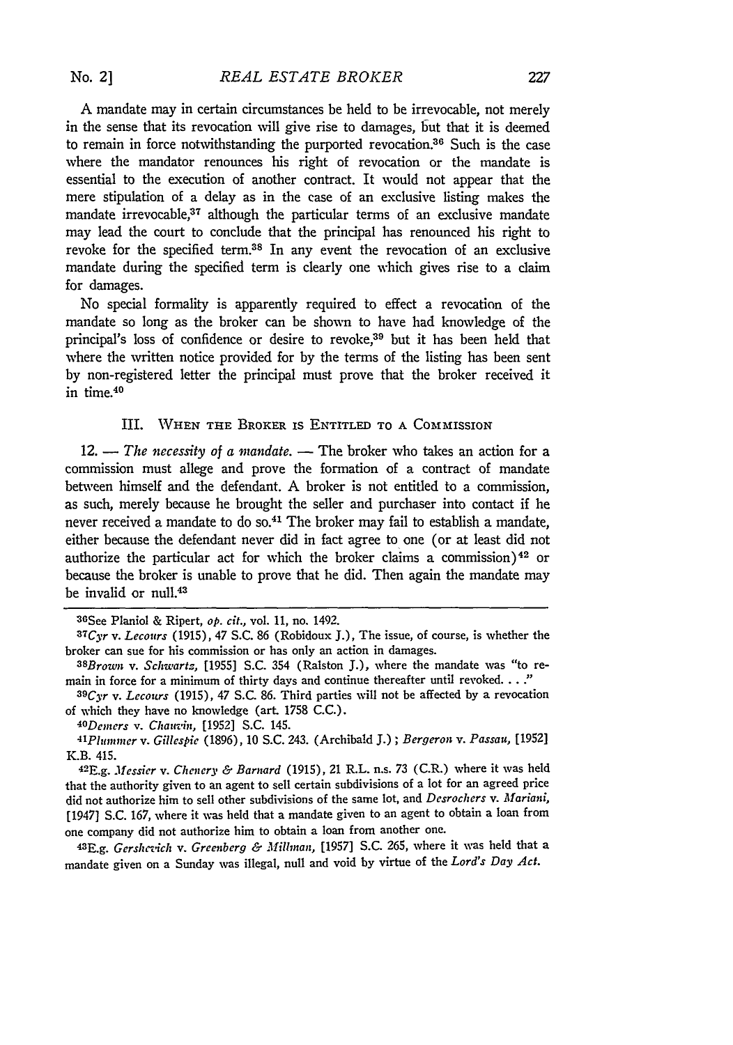A mandate may in certain circumstances be held to be irrevocable, not merely in the sense that its revocation will give rise to damages, but that it is deemed to remain in force notwithstanding the purported revocation.[36] Such is the case where the mandator renounces his right of revocation or the mandate is essential to the execution of another contract. It would not appear that the mere stipulation of a delay as in the case of an exclusive listing makes the mandate irrevocable,[37] although the particular terms of an exclusive mandate may lead the court to conclude that the principal has renounced his right to revoke for the specified term.[38] In any event the revocation of an exclusive mandate during the specified term is clearly one which gives rise to a claim for damages.

No special formality is apparently required to effect a revocation of the mandate so long as the broker can be shown to have had knowledge of the principal's loss of confidence or desire to revoke,[39] but it has been held that where the written notice provided for by the terms of the listing has been sent by non-registered letter the principal must prove that the broker received it in time.[40]

## III. When the Broker is Entitled to a Commission

12. — *The necessity of a mandate.* — The broker who takes an action for a commission must allege and prove the formation of a contract of mandate between himself and the defendant. A broker is not entitled to a commission, as such, merely because he brought the seller and purchaser into contact if he never received a mandate to do so.[41] The broker may fail to establish a mandate, either because the defendant never did in fact agree to one (or at least did not authorize the particular act for which the broker claims a commission)[42] or because the broker is unable to prove that he did. Then again the mandate may be invalid or null.[43]

---

[36] See Planiol & Ripert, *op. cit.*, vol. 11, no. 1492.

[37] *Cyr* v. *Lecours* (1915), 47 S.C. 86 (Robidoux J.), The issue, of course, is whether the broker can sue for his commission or has only an action in damages.

[38] *Brown* v. *Schwartz*, [1955] S.C. 354 (Ralston J.), where the mandate was "to remain in force for a minimum of thirty days and continue thereafter until revoked. . . ."

[39] *Cyr* v. *Lecours* (1915), 47 S.C. 86. Third parties will not be affected by a revocation of which they have no knowledge (art. 1758 C.C.).

[40] *Demers* v. *Chauvin*, [1952] S.C. 145.

[41] *Plummer* v. *Gillespie* (1896), 10 S.C. 243. (Archibald J.); *Bergeron* v. *Passau*, [1952] K.B. 415.

[42] E.g. *Messier* v. *Chenery & Barnard* (1915), 21 R.L. n.s. 73 (C.R.) where it was held that the authority given to an agent to sell certain subdivisions of a lot for an agreed price did not authorize him to sell other subdivisions of the same lot, and *Desrochers* v. *Mariani*, [1947] S.C. 167, where it was held that a mandate given to an agent to obtain a loan from one company did not authorize him to obtain a loan from another one.

[43] E.g. *Gershevich* v. *Greenberg & Millman*, [1957] S.C. 265, where it was held that a mandate given on a Sunday was illegal, null and void by virtue of the *Lord's Day Act*.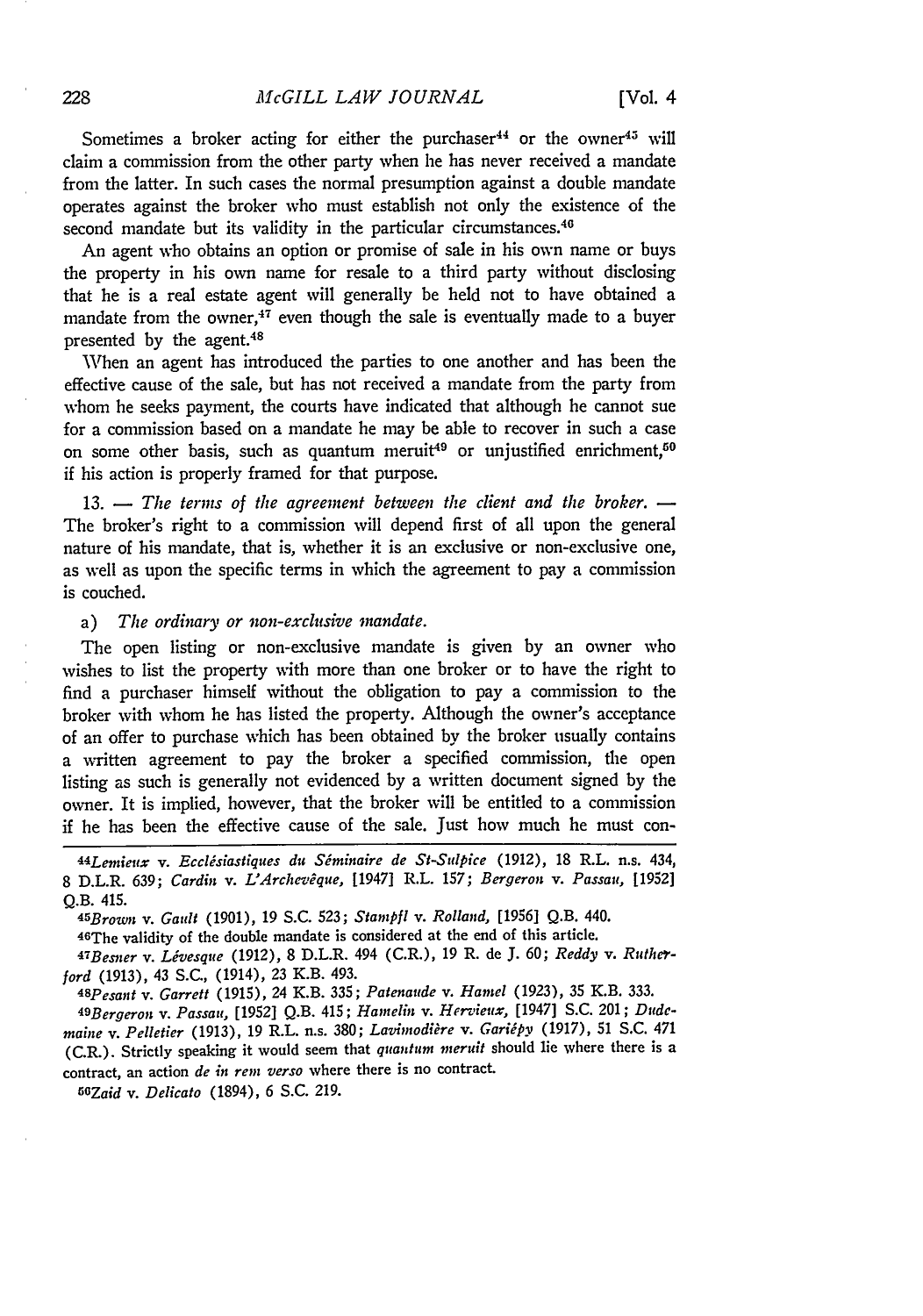Sometimes a broker acting for either the purchaser[44] or the owner[45] will claim a commission from the other party when he has never received a mandate from the latter. In such cases the normal presumption against a double mandate operates against the broker who must establish not only the existence of the second mandate but its validity in the particular circumstances.[46]

An agent who obtains an option or promise of sale in his own name or buys the property in his own name for resale to a third party without disclosing that he is a real estate agent will generally be held not to have obtained a mandate from the owner,[47] even though the sale is eventually made to a buyer presented by the agent.[48]

When an agent has introduced the parties to one another and has been the effective cause of the sale, but has not received a mandate from the party from whom he seeks payment, the courts have indicated that although he cannot sue for a commission based on a mandate he may be able to recover in such a case on some other basis, such as quantum meruit[49] or unjustified enrichment,[50] if his action is properly framed for that purpose.

13. — *The terms of the agreement between the client and the broker.* — The broker's right to a commission will depend first of all upon the general nature of his mandate, that is, whether it is an exclusive or non-exclusive one, as well as upon the specific terms in which the agreement to pay a commission is couched.

a) *The ordinary or non-exclusive mandate.*

The open listing or non-exclusive mandate is given by an owner who wishes to list the property with more than one broker or to have the right to find a purchaser himself without the obligation to pay a commission to the broker with whom he has listed the property. Although the owner's acceptance of an offer to purchase which has been obtained by the broker usually contains a written agreement to pay the broker a specified commission, the open listing as such is generally not evidenced by a written document signed by the owner. It is implied, however, that the broker will be entitled to a commission if he has been the effective cause of the sale. Just how much he must con-

---

[44] *Lemieux* v. *Ecclésiastiques du Séminaire de St-Sulpice* (1912), 18 R.L. n.s. 434, 8 D.L.R. 639; *Cardin* v. *L'Archevêque*, [1947] R.L. 157; *Bergeron* v. *Passau*, [1952] Q.B. 415.

[45] *Brown* v. *Gault* (1901), 19 S.C. 523; *Stampfl* v. *Rolland*, [1956] Q.B. 440.

[46] The validity of the double mandate is considered at the end of this article.

[47] *Besner* v. *Lévesque* (1912), 8 D.L.R. 494 (C.R.), 19 R. de J. 60; *Reddy* v. *Rutherford* (1913), 43 S.C., (1914), 23 K.B. 493.

[48] *Pesant* v. *Garrett* (1915), 24 K.B. 335; *Patenaude* v. *Hamel* (1923), 35 K.B. 333.

[49] *Bergeron* v. *Passau*, [1952] Q.B. 415; *Hamelin* v. *Hervieux*, [1947] S.C. 201; *Dudemaine* v. *Pelletier* (1913), 19 R.L. n.s. 380; *Lavimodière* v. *Gariépy* (1917), 51 S.C. 471 (C.R.). Strictly speaking it would seem that *quantum meruit* should lie where there is a contract, an action *de in rem verso* where there is no contract.

[50] *Zaid* v. *Delicato* (1894), 6 S.C. 219.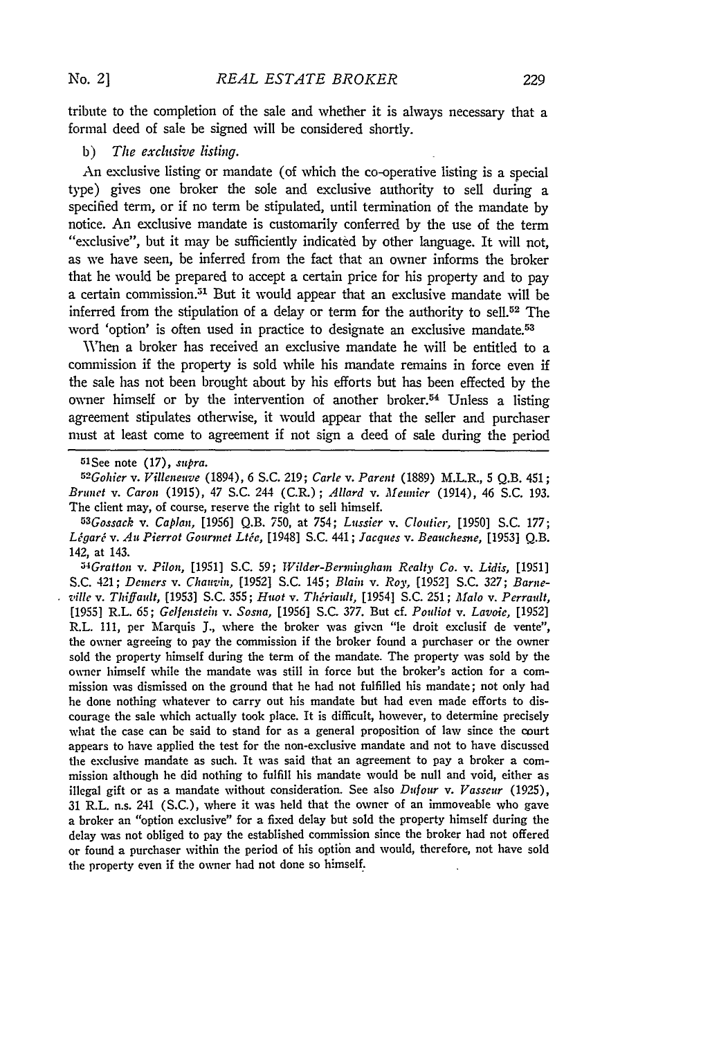tribute to the completion of the sale and whether it is always necessary that a formal deed of sale be signed will be considered shortly.

b) *The exclusive listing.*

An exclusive listing or mandate (of which the co-operative listing is a special type) gives one broker the sole and exclusive authority to sell during a specified term, or if no term be stipulated, until termination of the mandate by notice. An exclusive mandate is customarily conferred by the use of the term "exclusive", but it may be sufficiently indicated by other language. It will not, as we have seen, be inferred from the fact that an owner informs the broker that he would be prepared to accept a certain price for his property and to pay a certain commission.[51] But it would appear that an exclusive mandate will be inferred from the stipulation of a delay or term for the authority to sell.[52] The word 'option' is often used in practice to designate an exclusive mandate.[53]

When a broker has received an exclusive mandate he will be entitled to a commission if the property is sold while his mandate remains in force even if the sale has not been brought about by his efforts but has been effected by the owner himself or by the intervention of another broker.[54] Unless a listing agreement stipulates otherwise, it would appear that the seller and purchaser must at least come to agreement if not sign a deed of sale during the period

---

[51]See note (17), *supra.*

[52]*Gohier* v. *Villeneuve* (1894), 6 S.C. 219; *Carle* v. *Parent* (1889) M.L.R., 5 Q.B. 451; *Brunet* v. *Caron* (1915), 47 S.C. 244 (C.R.); *Allard* v. *Meunier* (1914), 46 S.C. 193. The client may, of course, reserve the right to sell himself.

[53]*Gossack* v. *Caplan,* [1956] Q.B. 750, at 754; *Lussier* v. *Cloutier,* [1950] S.C. 177; *Légaré* v. *Au Pierrot Gourmet Ltée,* [1948] S.C. 441; *Jacques* v. *Beauchesne,* [1953] Q.B. 142, at 143.

[54]*Gratton* v. *Pilon,* [1951] S.C. 59; *Wilder-Bermingham Realty Co.* v. *Lidis,* [1951] S.C. 421; *Demers* v. *Chauvin,* [1952] S.C. 145; *Blain* v. *Roy,* [1952] S.C. 327; *Barneville* v. *Thiffault,* [1953] S.C. 355; *Huot* v. *Thériault,* [1954] S.C. 251; *Malo* v. *Perrault,* [1955] R.L. 65; *Gelfenstein* v. *Sosna,* [1956] S.C. 377. But cf. *Pouliot* v. *Lavoie,* [1952] R.L. 111, per Marquis J., where the broker was given "le droit exclusif de vente", the owner agreeing to pay the commission if the broker found a purchaser or the owner sold the property himself during the term of the mandate. The property was sold by the owner himself while the mandate was still in force but the broker's action for a commission was dismissed on the ground that he had not fulfilled his mandate; not only had he done nothing whatever to carry out his mandate but had even made efforts to discourage the sale which actually took place. It is difficult, however, to determine precisely what the case can be said to stand for as a general proposition of law since the court appears to have applied the test for the non-exclusive mandate and not to have discussed the exclusive mandate as such. It was said that an agreement to pay a broker a commission although he did nothing to fulfill his mandate would be null and void, either as illegal gift or as a mandate without consideration. See also *Dufour* v. *Vasseur* (1925), 31 R.L. n.s. 241 (S.C.), where it was held that the owner of an immoveable who gave a broker an "option exclusive" for a fixed delay but sold the property himself during the delay was not obliged to pay the established commission since the broker had not offered or found a purchaser within the period of his option and would, therefore, not have sold the property even if the owner had not done so himself.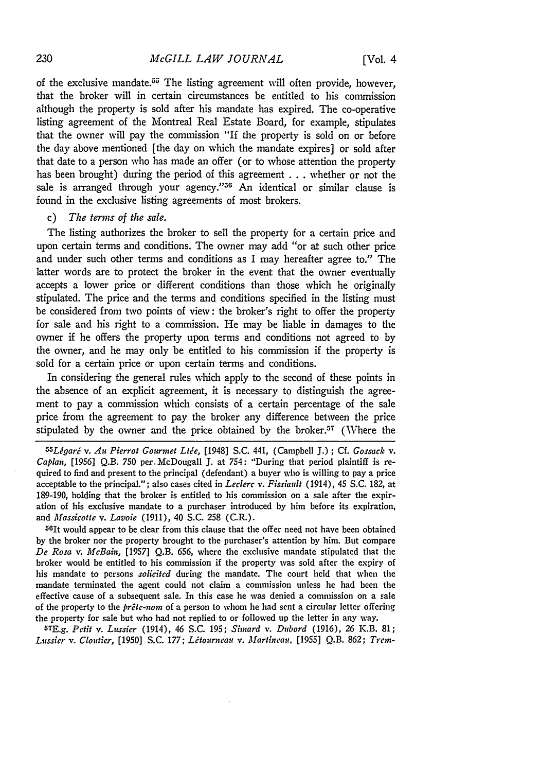of the exclusive mandate.[55] The listing agreement will often provide, however, that the broker will in certain circumstances be entitled to his commission although the property is sold after his mandate has expired. The co-operative listing agreement of the Montreal Real Estate Board, for example, stipulates that the owner will pay the commission "If the property is sold on or before the day above mentioned [the day on which the mandate expires] or sold after that date to a person who has made an offer (or to whose attention the property has been brought) during the period of this agreement . . . whether or not the sale is arranged through your agency."[56] An identical or similar clause is found in the exclusive listing agreements of most brokers.

c) *The terms of the sale.*

The listing authorizes the broker to sell the property for a certain price and upon certain terms and conditions. The owner may add "or at such other price and under such other terms and conditions as I may hereafter agree to." The latter words are to protect the broker in the event that the owner eventually accepts a lower price or different conditions than those which he originally stipulated. The price and the terms and conditions specified in the listing must be considered from two points of view: the broker's right to offer the property for sale and his right to a commission. He may be liable in damages to the owner if he offers the property upon terms and conditions not agreed to by the owner, and he may only be entitled to his commission if the property is sold for a certain price or upon certain terms and conditions.

In considering the general rules which apply to the second of these points in the absence of an explicit agreement, it is necessary to distinguish the agreement to pay a commission which consists of a certain percentage of the sale price from the agreement to pay the broker any difference between the price stipulated by the owner and the price obtained by the broker.[57] (Where the

---

[55] *Légaré* v. *Au Pierrot Gourmet Ltée*, [1948] S.C. 441, (Campbell J.); Cf. *Gossack* v. *Caplan*, [1956] Q.B. 750 per McDougall J. at 754: "During that period plaintiff is required to find and present to the principal (defendant) a buyer who is willing to pay a price acceptable to the principal."; also cases cited in *Leclerc* v. *Fissiault* (1914), 45 S.C. 182, at 189-190, holding that the broker is entitled to his commission on a sale after the expiration of his exclusive mandate to a purchaser introduced by him before its expiration, and *Massicotte* v. *Lavoie* (1911), 40 S.C. 258 (C.R.).

[56] It would appear to be clear from this clause that the offer need not have been obtained by the broker nor the property brought to the purchaser's attention by him. But compare *De Rosa* v. *McBain*, [1957] Q.B. 656, where the exclusive mandate stipulated that the broker would be entitled to his commission if the property was sold after the expiry of his mandate to persons *solicited* during the mandate. The court held that when the mandate terminated the agent could not claim a commission unless he had been the effective cause of a subsequent sale. In this case he was denied a commission on a sale of the property to the *prête-nom* of a person to whom he had sent a circular letter offering the property for sale but who had not replied to or followed up the letter in any way.

[57] E.g. *Petit* v. *Lussier* (1914), 46 S.C. 195; *Simard* v. *Dubord* (1916), 26 K.B. 81; *Lussier* v. *Cloutier*, [1950] S.C. 177; *Létourneau* v. *Martineau*, [1955] Q.B. 862; *Trem-*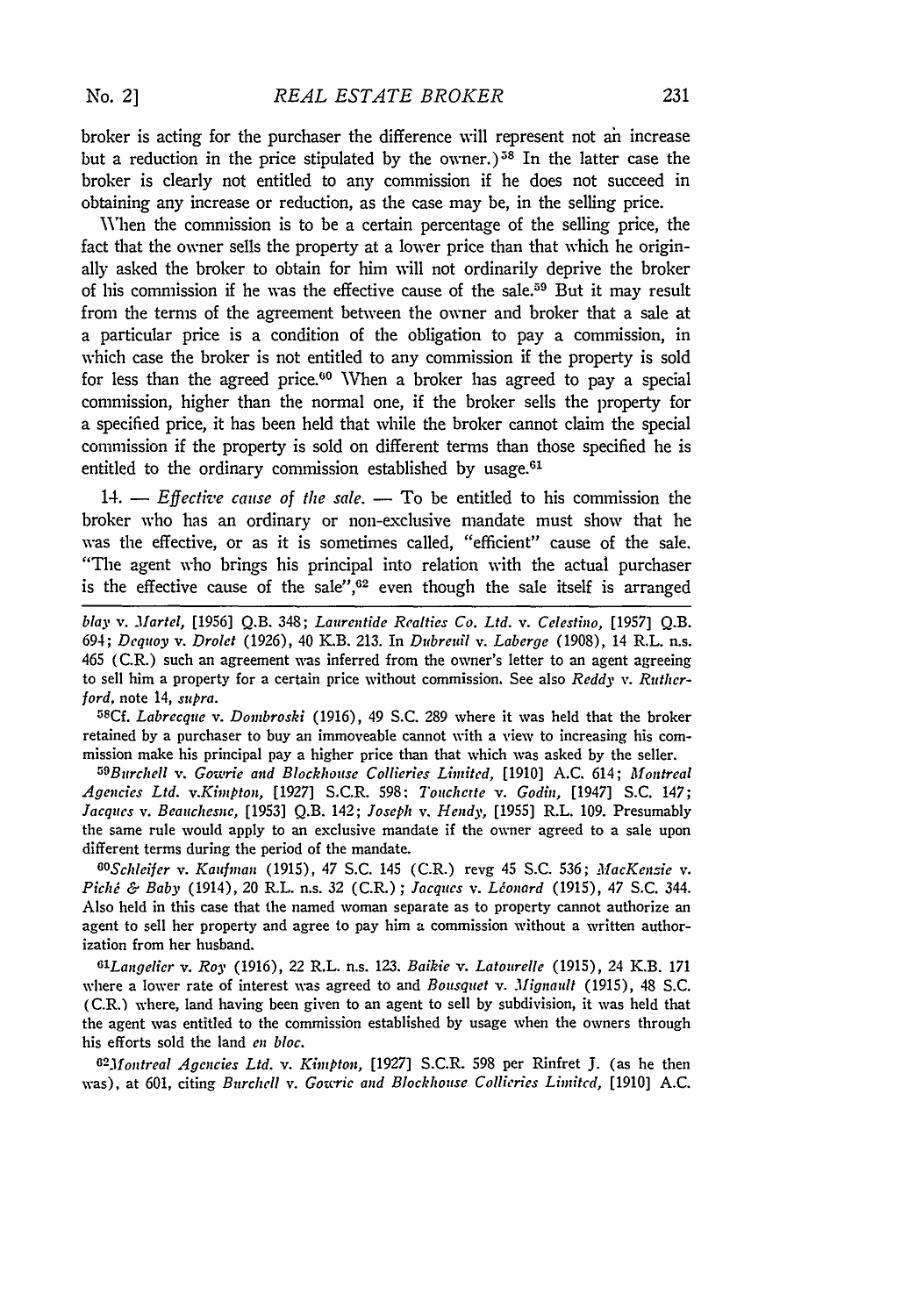broker is acting for the purchaser the difference will represent not an increase but a reduction in the price stipulated by the owner.)[58] In the latter case the broker is clearly not entitled to any commission if he does not succeed in obtaining any increase or reduction, as the case may be, in the selling price.

When the commission is to be a certain percentage of the selling price, the fact that the owner sells the property at a lower price than that which he originally asked the broker to obtain for him will not ordinarily deprive the broker of his commission if he was the effective cause of the sale.[59] But it may result from the terms of the agreement between the owner and broker that a sale at a particular price is a condition of the obligation to pay a commission, in which case the broker is not entitled to any commission if the property is sold for less than the agreed price.[60] When a broker has agreed to pay a special commission, higher than the normal one, if the broker sells the property for a specified price, it has been held that while the broker cannot claim the special commission if the property is sold on different terms than those specified he is entitled to the ordinary commission established by usage.[61]

14. — *Effective cause of the sale.* — To be entitled to his commission the broker who has an ordinary or non-exclusive mandate must show that he was the effective, or as it is sometimes called, "efficient" cause of the sale. "The agent who brings his principal into relation with the actual purchaser is the effective cause of the sale",[62] even though the sale itself is arranged

---

*blay* v. *Martel*, [1956] Q.B. 348; *Laurentide Realties Co. Ltd.* v. *Celestino*, [1957] Q.B. 694; *Dequoy* v. *Drolet* (1926), 40 K.B. 213. In *Dubreuil* v. *Laberge* (1908), 14 R.L. n.s. 465 (C.R.) such an agreement was inferred from the owner's letter to an agent agreeing to sell him a property for a certain price without commission. See also *Reddy* v. *Rutherford*, note 14, *supra*.

[58]Cf. *Labrecque* v. *Dombroski* (1916), 49 S.C. 289 where it was held that the broker retained by a purchaser to buy an immoveable cannot with a view to increasing his commission make his principal pay a higher price than that which was asked by the seller.

[59]*Burchell* v. *Gowrie and Blockhouse Collieries Limited*, [1910] A.C. 614; *Montreal Agencies Ltd.* v. *Kimpton*, [1927] S.C.R. 598; *Touchette* v. *Godin*, [1947] S.C. 147; *Jacques* v. *Beauchesne*, [1953] Q.B. 142; *Joseph* v. *Hendy*, [1955] R.L. 109. Presumably the same rule would apply to an exclusive mandate if the owner agreed to a sale upon different terms during the period of the mandate.

[60]*Schleifer* v. *Kaufman* (1915), 47 S.C. 145 (C.R.) revg 45 S.C. 536; *MacKenzie* v. *Piché & Baby* (1914), 20 R.L. n.s. 32 (C.R.); *Jacques* v. *Léonard* (1915), 47 S.C. 344. Also held in this case that the named woman separate as to property cannot authorize an agent to sell her property and agree to pay him a commission without a written authorization from her husband.

[61]*Langelier* v. *Roy* (1916), 22 R.L. n.s. 123. *Baikie* v. *Latourelle* (1915), 24 K.B. 171 where a lower rate of interest was agreed to and *Bousquet* v. *Mignault* (1915), 48 S.C. (C.R.) where, land having been given to an agent to sell by subdivision, it was held that the agent was entitled to the commission established by usage when the owners through his efforts sold the land *en bloc*.

[62]*Montreal Agencies Ltd.* v. *Kimpton*, [1927] S.C.R. 598 per Rinfret J. (as he then was), at 601, citing *Burchell* v. *Gowrie and Blockhouse Collieries Limited*, [1910] A.C.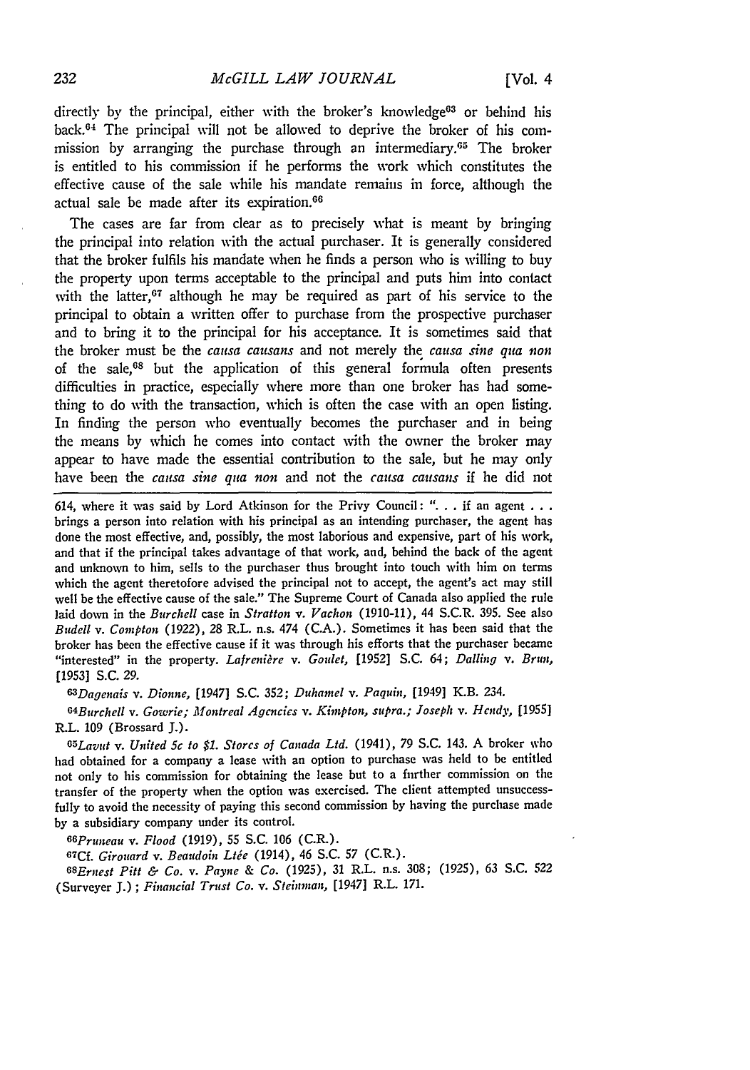directly by the principal, either with the broker's knowledge[63] or behind his back.[64] The principal will not be allowed to deprive the broker of his commission by arranging the purchase through an intermediary.[65] The broker is entitled to his commission if he performs the work which constitutes the effective cause of the sale while his mandate remains in force, although the actual sale be made after its expiration.[66]

The cases are far from clear as to precisely what is meant by bringing the principal into relation with the actual purchaser. It is generally considered that the broker fulfils his mandate when he finds a person who is willing to buy the property upon terms acceptable to the principal and puts him into contact with the latter,[67] although he may be required as part of his service to the principal to obtain a written offer to purchase from the prospective purchaser and to bring it to the principal for his acceptance. It is sometimes said that the broker must be the *causa causans* and not merely the *causa sine qua non* of the sale,[68] but the application of this general formula often presents difficulties in practice, especially where more than one broker has had something to do with the transaction, which is often the case with an open listing. In finding the person who eventually becomes the purchaser and in being the means by which he comes into contact with the owner the broker may appear to have made the essential contribution to the sale, but he may only have been the *causa sine qua non* and not the *causa causans* if he did not

---

614, where it was said by Lord Atkinson for the Privy Council: ". . . if an agent . . . brings a person into relation with his principal as an intending purchaser, the agent has done the most effective, and, possibly, the most laborious and expensive, part of his work, and that if the principal takes advantage of that work, and, behind the back of the agent and unknown to him, sells to the purchaser thus brought into touch with him on terms which the agent theretofore advised the principal not to accept, the agent's act may still well be the effective cause of the sale." The Supreme Court of Canada also applied the rule laid down in the *Burchell* case in *Stratton* v. *Vachon* (1910-11), 44 S.C.R. 395. See also *Budell* v. *Compton* (1922), 28 R.L. n.s. 474 (C.A.). Sometimes it has been said that the broker has been the effective cause if it was through his efforts that the purchaser became "interested" in the property. *Lafrenière* v. *Goulet*, [1952] S.C. 64; *Dalling* v. *Brun*, [1953] S.C. 29.

[63] *Dagenais* v. *Dionne*, [1947] S.C. 352; *Duhamel* v. *Paquin*, [1949] K.B. 234.

[64] *Burchell* v. *Gowrie; Montreal Agencies* v. *Kimpton*, *supra.*; *Joseph* v. *Hendy*, [1955] R.L. 109 (Brossard J.).

[65] *Lavut* v. *United 5c to $1. Stores of Canada Ltd.* (1941), 79 S.C. 143. A broker who had obtained for a company a lease with an option to purchase was held to be entitled not only to his commission for obtaining the lease but to a further commission on the transfer of the property when the option was exercised. The client attempted unsuccessfully to avoid the necessity of paying this second commission by having the purchase made by a subsidiary company under its control.

[66] *Pruneau* v. *Flood* (1919), 55 S.C. 106 (C.R.).

[67] Cf. *Girouard* v. *Beaudoin Ltée* (1914), 46 S.C. 57 (C.R.).

[68] *Ernest Pitt & Co.* v. *Payne & Co.* (1925), 31 R.L. n.s. 308; (1925), 63 S.C. 522 (Surveyer J.); *Financial Trust Co.* v. *Steinman*, [1947] R.L. 171.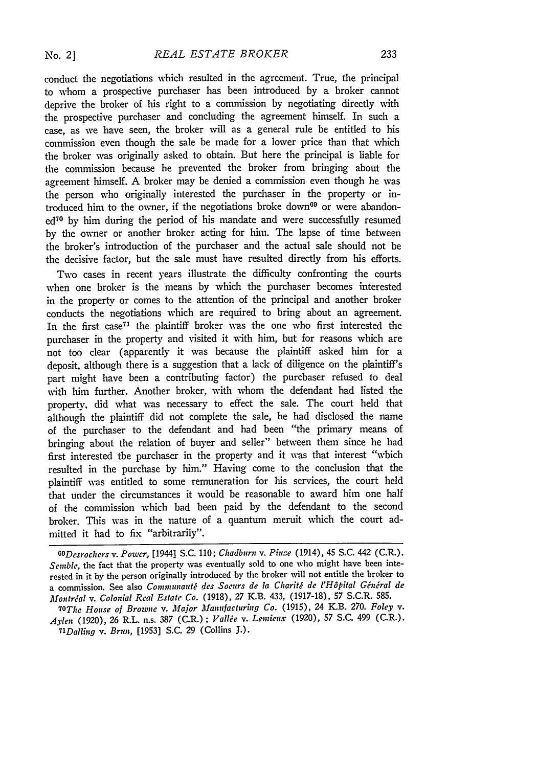conduct the negotiations which resulted in the agreement. True, the principal to whom a prospective purchaser has been introduced by a broker cannot deprive the broker of his right to a commission by negotiating directly with the prospective purchaser and concluding the agreement himself. In such a case, as we have seen, the broker will as a general rule be entitled to his commission even though the sale be made for a lower price than that which the broker was originally asked to obtain. But here the principal is liable for the commission because he prevented the broker from bringing about the agreement himself. A broker may be denied a commission even though he was the person who originally interested the purchaser in the property or introduced him to the owner, if the negotiations broke down[69] or were abandoned[70] by him during the period of his mandate and were successfully resumed by the owner or another broker acting for him. The lapse of time between the broker's introduction of the purchaser and the actual sale should not be the decisive factor, but the sale must have resulted directly from his efforts.

Two cases in recent years illustrate the difficulty confronting the courts when one broker is the means by which the purchaser becomes interested in the property or comes to the attention of the principal and another broker conducts the negotiations which are required to bring about an agreement. In the first case[71] the plaintiff broker was the one who first interested the purchaser in the property and visited it with him, but for reasons which are not too clear (apparently it was because the plaintiff asked him for a deposit, although there is a suggestion that a lack of diligence on the plaintiff's part might have been a contributing factor) the purchaser refused to deal with him further. Another broker, with whom the defendant had listed the property, did what was necessary to effect the sale. The court held that although the plaintiff did not complete the sale, he had disclosed the name of the purchaser to the defendant and had been "the primary means of bringing about the relation of buyer and seller" between them since he had first interested the purchaser in the property and it was that interest "which resulted in the purchase by him." Having come to the conclusion that the plaintiff was entitled to some remuneration for his services, the court held that under the circumstances it would be reasonable to award him one half of the commission which had been paid by the defendant to the second broker. This was in the nature of a quantum meruit which the court admitted it had to fix "arbitrarily".

---

[69] *Desrochers* v. *Power*, [1944] S.C. 110; *Chadburn* v. *Piuze* (1914), 45 S.C. 442 (C.R.). *Semble*, the fact that the property was eventually sold to one who might have been interested in it by the person originally introduced by the broker will not entitle the broker to a commission. See also *Communauté des Soeurs de la Charité de l'Hôpital Général de Montréal* v. *Colonial Real Estate Co.* (1918), 27 K.B. 433, (1917-18), 57 S.C.R. 585.

[70] *The House of Browne* v. *Major Manufacturing Co.* (1915), 24 K.B. 270. *Foley* v. *Aylen* (1920), 26 R.L. n.s. 387 (C.R.); *Vallée* v. *Lemieux* (1920), 57 S.C. 499 (C.R.).

[71] *Dalling* v. *Brun*, [1953] S.C. 29 (Collins J.).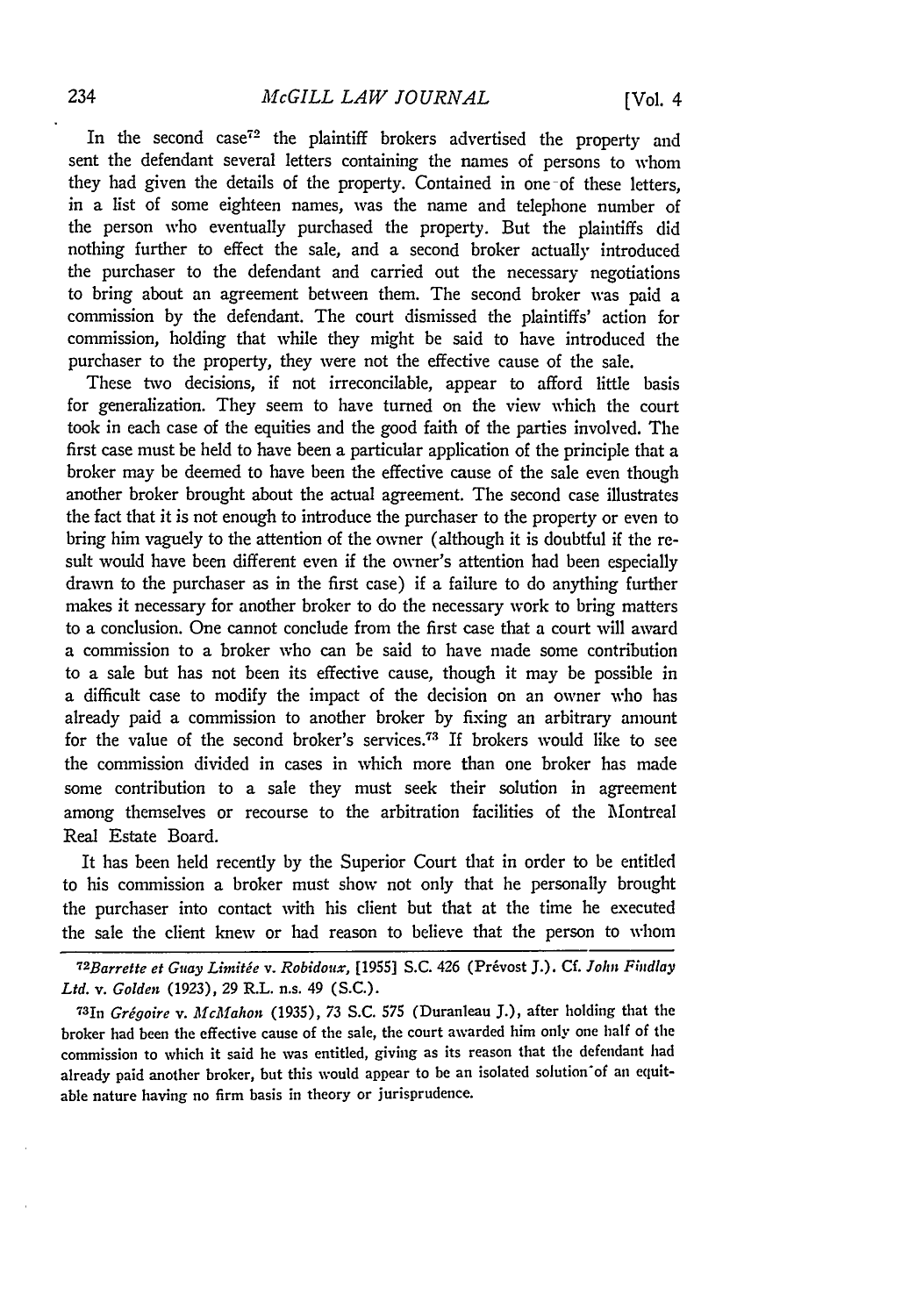In the second case[72] the plaintiff brokers advertised the property and sent the defendant several letters containing the names of persons to whom they had given the details of the property. Contained in one of these letters, in a list of some eighteen names, was the name and telephone number of the person who eventually purchased the property. But the plaintiffs did nothing further to effect the sale, and a second broker actually introduced the purchaser to the defendant and carried out the necessary negotiations to bring about an agreement between them. The second broker was paid a commission by the defendant. The court dismissed the plaintiffs' action for commission, holding that while they might be said to have introduced the purchaser to the property, they were not the effective cause of the sale.

These two decisions, if not irreconcilable, appear to afford little basis for generalization. They seem to have turned on the view which the court took in each case of the equities and the good faith of the parties involved. The first case must be held to have been a particular application of the principle that a broker may be deemed to have been the effective cause of the sale even though another broker brought about the actual agreement. The second case illustrates the fact that it is not enough to introduce the purchaser to the property or even to bring him vaguely to the attention of the owner (although it is doubtful if the result would have been different even if the owner's attention had been especially drawn to the purchaser as in the first case) if a failure to do anything further makes it necessary for another broker to do the necessary work to bring matters to a conclusion. One cannot conclude from the first case that a court will award a commission to a broker who can be said to have made some contribution to a sale but has not been its effective cause, though it may be possible in a difficult case to modify the impact of the decision on an owner who has already paid a commission to another broker by fixing an arbitrary amount for the value of the second broker's services.[73] If brokers would like to see the commission divided in cases in which more than one broker has made some contribution to a sale they must seek their solution in agreement among themselves or recourse to the arbitration facilities of the Montreal Real Estate Board.

It has been held recently by the Superior Court that in order to be entitled to his commission a broker must show not only that he personally brought the purchaser into contact with his client but that at the time he executed the sale the client knew or had reason to believe that the person to whom

---

[72] *Barrette et Guay Limitée* v. *Robidoux*, [1955] S.C. 426 (Prévost J.). Cf. *John Findlay Ltd.* v. *Golden* (1923), 29 R.L. n.s. 49 (S.C.).

[73] In *Grégoire* v. *McMahon* (1935), 73 S.C. 575 (Duranleau J.), after holding that the broker had been the effective cause of the sale, the court awarded him only one half of the commission to which it said he was entitled, giving as its reason that the defendant had already paid another broker, but this would appear to be an isolated solution of an equitable nature having no firm basis in theory or jurisprudence.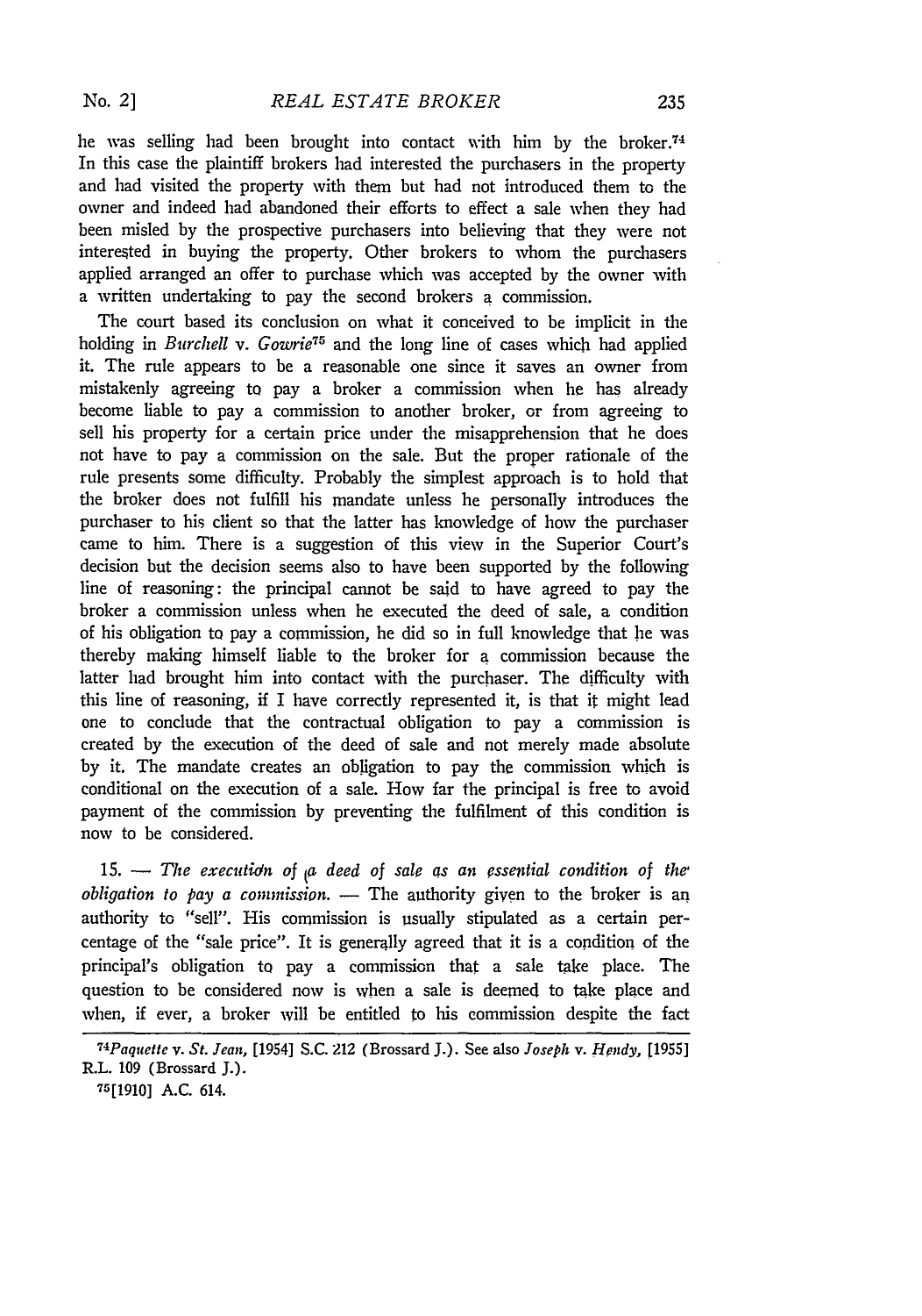he was selling had been brought into contact with him by the broker.[74] In this case the plaintiff brokers had interested the purchasers in the property and had visited the property with them but had not introduced them to the owner and indeed had abandoned their efforts to effect a sale when they had been misled by the prospective purchasers into believing that they were not interested in buying the property. Other brokers to whom the purchasers applied arranged an offer to purchase which was accepted by the owner with a written undertaking to pay the second brokers a commission.

The court based its conclusion on what it conceived to be implicit in the holding in *Burchell* v. *Gowrie*[75] and the long line of cases which had applied it. The rule appears to be a reasonable one since it saves an owner from mistakenly agreeing to pay a broker a commission when he has already become liable to pay a commission to another broker, or from agreeing to sell his property for a certain price under the misapprehension that he does not have to pay a commission on the sale. But the proper rationale of the rule presents some difficulty. Probably the simplest approach is to hold that the broker does not fulfill his mandate unless he personally introduces the purchaser to his client so that the latter has knowledge of how the purchaser came to him. There is a suggestion of this view in the Superior Court's decision but the decision seems also to have been supported by the following line of reasoning: the principal cannot be said to have agreed to pay the broker a commission unless when he executed the deed of sale, a condition of his obligation to pay a commission, he did so in full knowledge that he was thereby making himself liable to the broker for a commission because the latter had brought him into contact with the purchaser. The difficulty with this line of reasoning, if I have correctly represented it, is that it might lead one to conclude that the contractual obligation to pay a commission is created by the execution of the deed of sale and not merely made absolute by it. The mandate creates an obligation to pay the commission which is conditional on the execution of a sale. How far the principal is free to avoid payment of the commission by preventing the fulfilment of this condition is now to be considered.

15. — *The execution of a deed of sale as an essential condition of the obligation to pay a commission.* — The authority given to the broker is an authority to "sell". His commission is usually stipulated as a certain percentage of the "sale price". It is generally agreed that it is a condition of the principal's obligation to pay a commission that a sale take place. The question to be considered now is when a sale is deemed to take place and when, if ever, a broker will be entitled to his commission despite the fact

[74] *Paquette* v. *St. Jean*, [1954] S.C. 212 (Brossard J.). See also *Joseph* v. *Hendy*, [1955] R.L. 109 (Brossard J.).

[75] [1910] A.C. 614.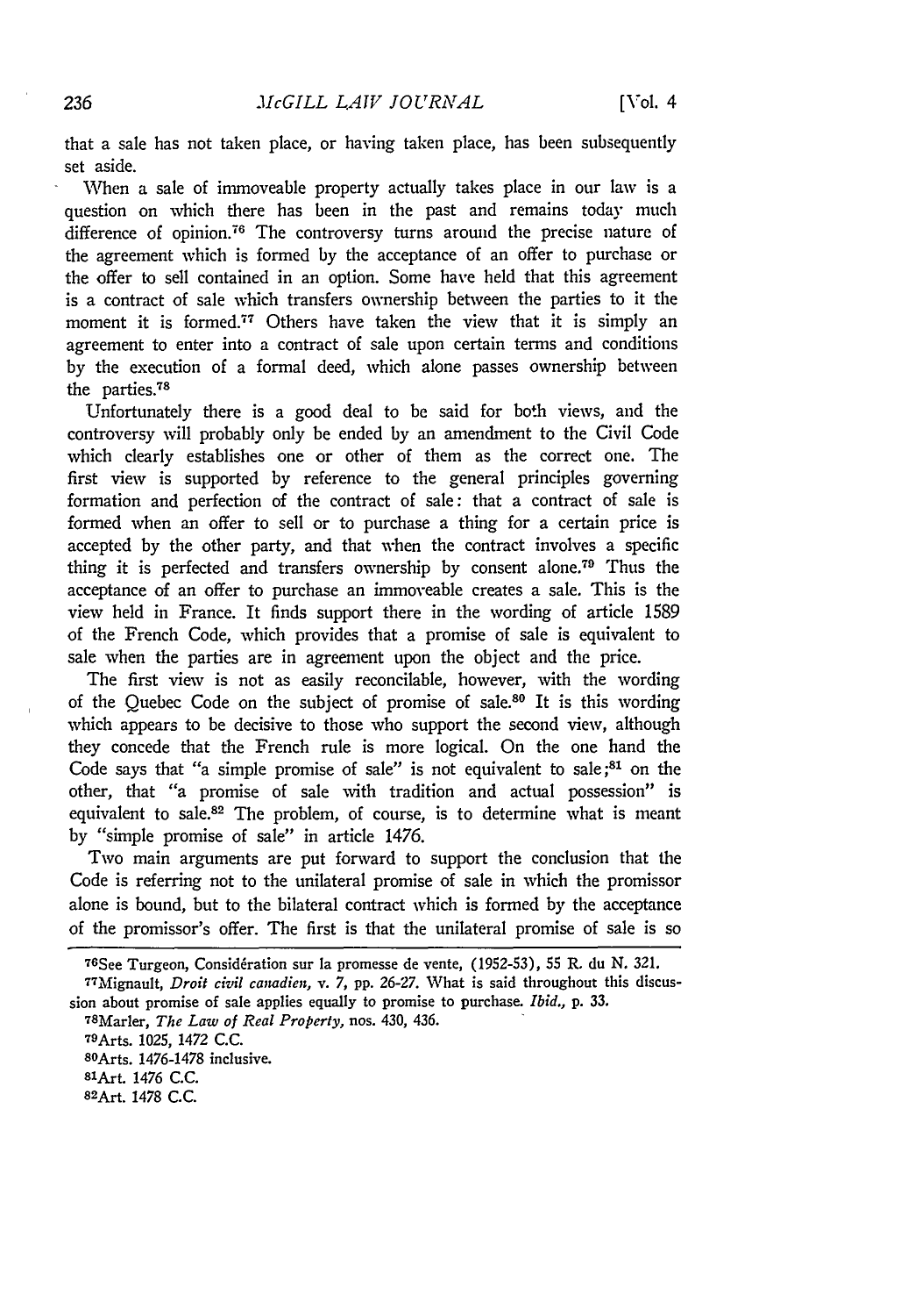that a sale has not taken place, or having taken place, has been subsequently set aside.

When a sale of immoveable property actually takes place in our law is a question on which there has been in the past and remains today much difference of opinion.[76] The controversy turns around the precise nature of the agreement which is formed by the acceptance of an offer to purchase or the offer to sell contained in an option. Some have held that this agreement is a contract of sale which transfers ownership between the parties to it the moment it is formed.[77] Others have taken the view that it is simply an agreement to enter into a contract of sale upon certain terms and conditions by the execution of a formal deed, which alone passes ownership between the parties.[78]

Unfortunately there is a good deal to be said for both views, and the controversy will probably only be ended by an amendment to the Civil Code which clearly establishes one or other of them as the correct one. The first view is supported by reference to the general principles governing formation and perfection of the contract of sale: that a contract of sale is formed when an offer to sell or to purchase a thing for a certain price is accepted by the other party, and that when the contract involves a specific thing it is perfected and transfers ownership by consent alone.[79] Thus the acceptance of an offer to purchase an immoveable creates a sale. This is the view held in France. It finds support there in the wording of article 1589 of the French Code, which provides that a promise of sale is equivalent to sale when the parties are in agreement upon the object and the price.

The first view is not as easily reconcilable, however, with the wording of the Quebec Code on the subject of promise of sale.[80] It is this wording which appears to be decisive to those who support the second view, although they concede that the French rule is more logical. On the one hand the Code says that "a simple promise of sale" is not equivalent to sale;[81] on the other, that "a promise of sale with tradition and actual possession" is equivalent to sale.[82] The problem, of course, is to determine what is meant by "simple promise of sale" in article 1476.

Two main arguments are put forward to support the conclusion that the Code is referring not to the unilateral promise of sale in which the promissor alone is bound, but to the bilateral contract which is formed by the acceptance of the promissor's offer. The first is that the unilateral promise of sale is so

---

[76]See Turgeon, Considération sur la promesse de vente, (1952-53), 55 R. du N. 321.

[77]Mignault, *Droit civil canadien*, v. 7, pp. 26-27. What is said throughout this discussion about promise of sale applies equally to promise to purchase. *Ibid.*, p. 33.

[78]Marler, *The Law of Real Property*, nos. 430, 436.

[79]Arts. 1025, 1472 C.C.

[80]Arts. 1476-1478 inclusive.

[81]Art. 1476 C.C.

[82]Art. 1478 C.C.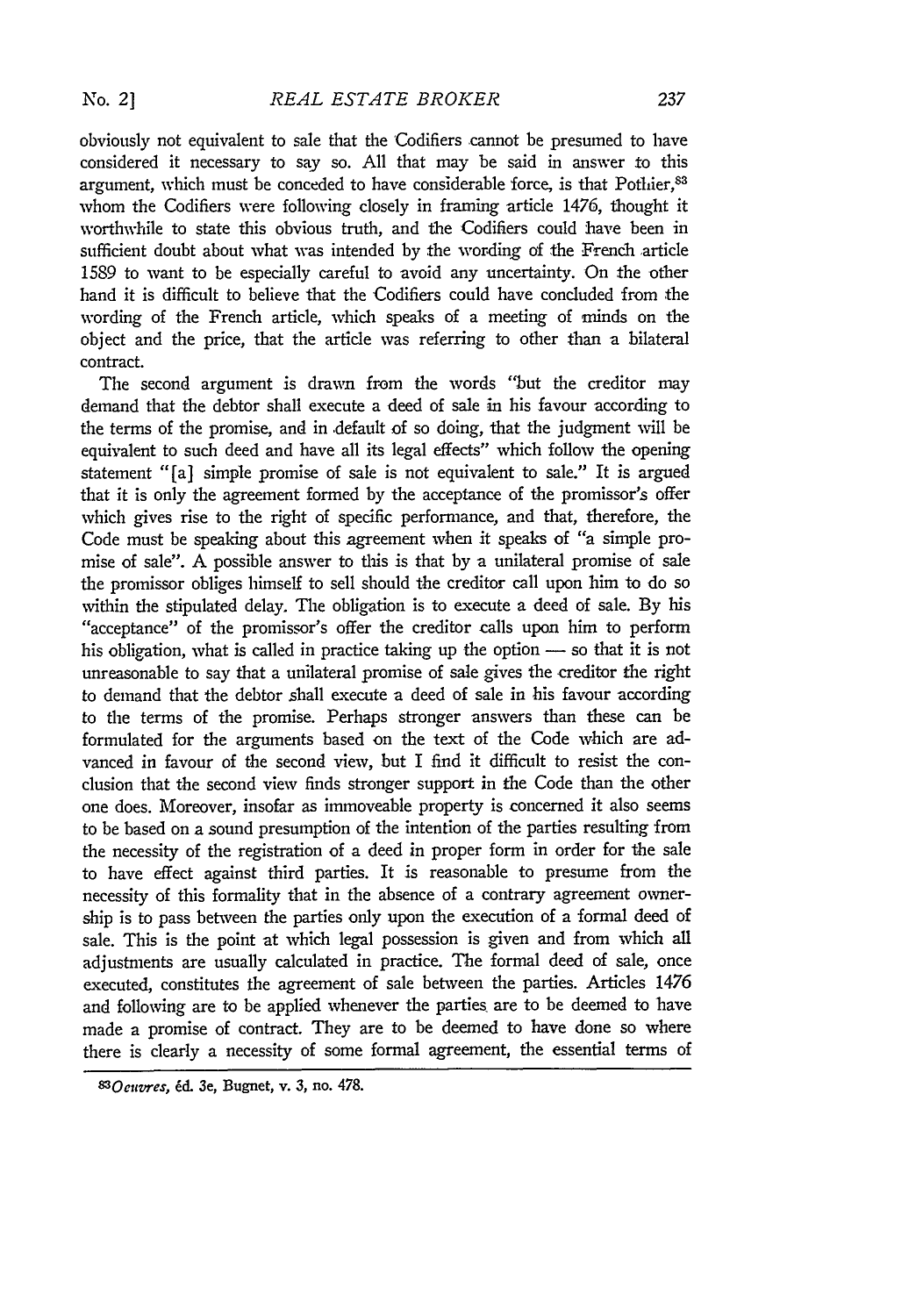obviously not equivalent to sale that the Codifiers cannot be presumed to have considered it necessary to say so. All that may be said in answer to this argument, which must be conceded to have considerable force, is that Pothier,[83] whom the Codifiers were following closely in framing article 1476, thought it worthwhile to state this obvious truth, and the Codifiers could have been in sufficient doubt about what was intended by the wording of the French article 1589 to want to be especially careful to avoid any uncertainty. On the other hand it is difficult to believe that the Codifiers could have concluded from the wording of the French article, which speaks of a meeting of minds on the object and the price, that the article was referring to other than a bilateral contract.

The second argument is drawn from the words "but the creditor may demand that the debtor shall execute a deed of sale in his favour according to the terms of the promise, and in default of so doing, that the judgment will be equivalent to such deed and have all its legal effects" which follow the opening statement "[a] simple promise of sale is not equivalent to sale." It is argued that it is only the agreement formed by the acceptance of the promissor's offer which gives rise to the right of specific performance, and that, therefore, the Code must be speaking about this agreement when it speaks of "a simple promise of sale". A possible answer to this is that by a unilateral promise of sale the promissor obliges himself to sell should the creditor call upon him to do so within the stipulated delay. The obligation is to execute a deed of sale. By his "acceptance" of the promissor's offer the creditor calls upon him to perform his obligation, what is called in practice taking up the option — so that it is not unreasonable to say that a unilateral promise of sale gives the creditor the right to demand that the debtor shall execute a deed of sale in his favour according to the terms of the promise. Perhaps stronger answers than these can be formulated for the arguments based on the text of the Code which are advanced in favour of the second view, but I find it difficult to resist the conclusion that the second view finds stronger support in the Code than the other one does. Moreover, insofar as immoveable property is concerned it also seems to be based on a sound presumption of the intention of the parties resulting from the necessity of the registration of a deed in proper form in order for the sale to have effect against third parties. It is reasonable to presume from the necessity of this formality that in the absence of a contrary agreement ownership is to pass between the parties only upon the execution of a formal deed of sale. This is the point at which legal possession is given and from which all adjustments are usually calculated in practice. The formal deed of sale, once executed, constitutes the agreement of sale between the parties. Articles 1476 and following are to be applied whenever the parties are to be deemed to have made a promise of contract. They are to be deemed to have done so where there is clearly a necessity of some formal agreement, the essential terms of

[83] *Oeuvres*, éd. 3e, Bugnet, v. 3, no. 478.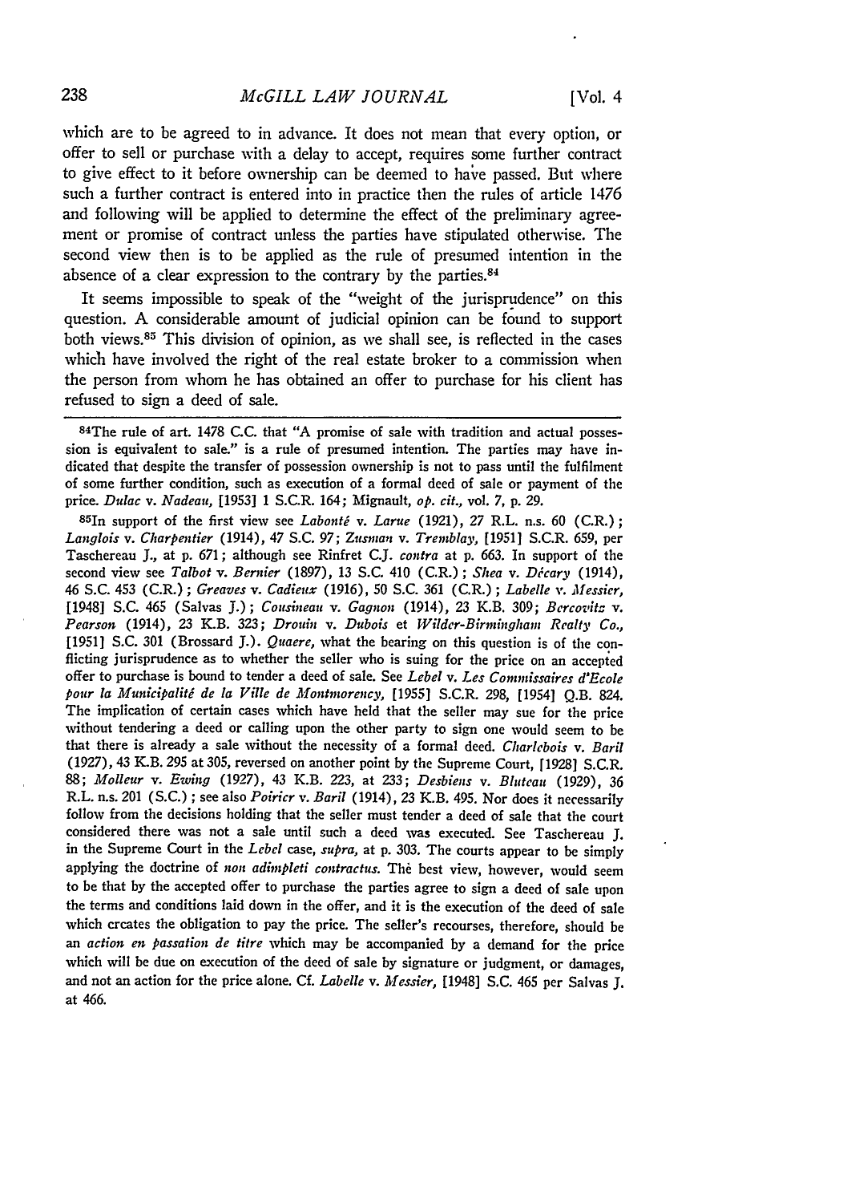which are to be agreed to in advance. It does not mean that every option, or offer to sell or purchase with a delay to accept, requires some further contract to give effect to it before ownership can be deemed to have passed. But where such a further contract is entered into in practice then the rules of article 1476 and following will be applied to determine the effect of the preliminary agreement or promise of contract unless the parties have stipulated otherwise. The second view then is to be applied as the rule of presumed intention in the absence of a clear expression to the contrary by the parties.[84]

It seems impossible to speak of the "weight of the jurisprudence" on this question. A considerable amount of judicial opinion can be found to support both views.[85] This division of opinion, as we shall see, is reflected in the cases which have involved the right of the real estate broker to a commission when the person from whom he has obtained an offer to purchase for his client has refused to sign a deed of sale.

---

[84]The rule of art. 1478 C.C. that "A promise of sale with tradition and actual possession is equivalent to sale." is a rule of presumed intention. The parties may have indicated that despite the transfer of possession ownership is not to pass until the fulfilment of some further condition, such as execution of a formal deed of sale or payment of the price. *Dulac* v. *Nadeau,* [1953] 1 S.C.R. 164; Mignault, *op. cit.,* vol. 7, p. 29.

[85]In support of the first view see *Labonté* v. *Larue* (1921), 27 R.L. n.s. 60 (C.R.); *Langlois* v. *Charpentier* (1914), 47 S.C. 97; *Zusman* v. *Tremblay,* [1951] S.C.R. 659, per Taschereau J., at p. 671; although see Rinfret C.J. *contra* at p. 663. In support of the second view see *Talbot* v. *Bernier* (1897), 13 S.C. 410 (C.R.); *Shea* v. *Décary* (1914), 46 S.C. 453 (C.R.); *Greaves* v. *Cadieux* (1916), 50 S.C. 361 (C.R.); *Labelle* v. *Messier,* [1948] S.C. 465 (Salvas J.); *Cousineau* v. *Gagnon* (1914), 23 K.B. 309; *Bercovitz* v. *Pearson* (1914), 23 K.B. 323; *Drouin* v. *Dubois* et *Wilder-Birmingham Realty Co.,* [1951] S.C. 301 (Brossard J.). *Quaere,* what the bearing on this question is of the conflicting jurisprudence as to whether the seller who is suing for the price on an accepted offer to purchase is bound to tender a deed of sale. See *Lebel* v. *Les Commissaires d'Ecole pour la Municipalité de la Ville de Montmorency,* [1955] S.C.R. 298, [1954] Q.B. 824. The implication of certain cases which have held that the seller may sue for the price without tendering a deed or calling upon the other party to sign one would seem to be that there is already a sale without the necessity of a formal deed. *Charlebois* v. *Baril* (1927), 43 K.B. 295 at 305, reversed on another point by the Supreme Court, [1928] S.C.R. 88; *Molleur* v. *Ewing* (1927), 43 K.B. 223, at 233; *Desbiens* v. *Bluteau* (1929), 36 R.L. n.s. 201 (S.C.); see also *Poirier* v. *Baril* (1914), 23 K.B. 495. Nor does it necessarily follow from the decisions holding that the seller must tender a deed of sale that the court considered there was not a sale until such a deed was executed. See Taschereau J. in the Supreme Court in the *Lebel* case, *supra,* at p. 303. The courts appear to be simply applying the doctrine of *non adimpleti contractus.* The best view, however, would seem to be that by the accepted offer to purchase the parties agree to sign a deed of sale upon the terms and conditions laid down in the offer, and it is the execution of the deed of sale which creates the obligation to pay the price. The seller's recourses, therefore, should be an *action en passation de titre* which may be accompanied by a demand for the price which will be due on execution of the deed of sale by signature or judgment, or damages, and not an action for the price alone. Cf. *Labelle* v. *Messier,* [1948] S.C. 465 per Salvas J. at 466.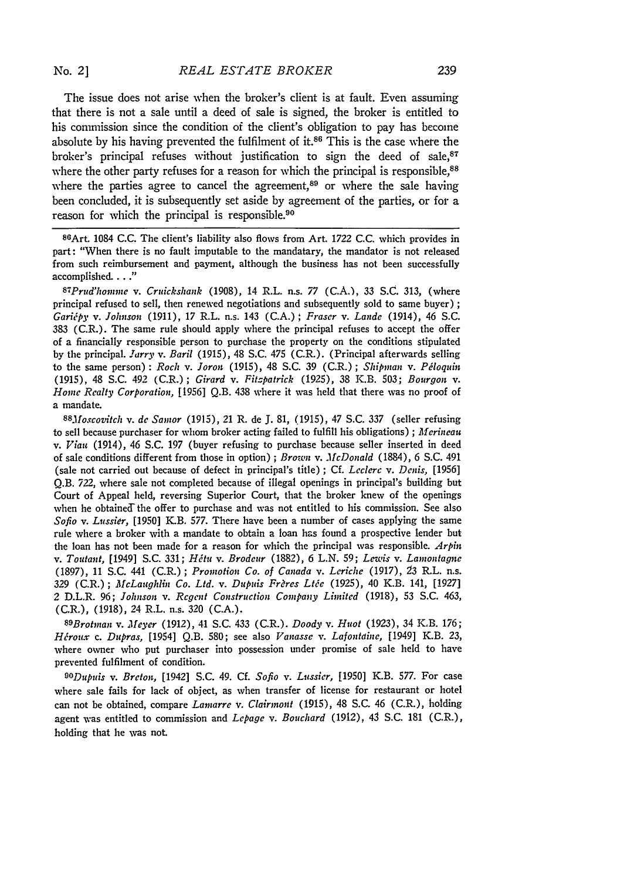The issue does not arise when the broker's client is at fault. Even assuming that there is not a sale until a deed of sale is signed, the broker is entitled to his commission since the condition of the client's obligation to pay has become absolute by his having prevented the fulfilment of it.[86] This is the case where the broker's principal refuses without justification to sign the deed of sale,[87] where the other party refuses for a reason for which the principal is responsible,[88] where the parties agree to cancel the agreement,[89] or where the sale having been concluded, it is subsequently set aside by agreement of the parties, or for a reason for which the principal is responsible.[90]

---

[86]Art. 1084 C.C. The client's liability also flows from Art. 1722 C.C. which provides in part: "When there is no fault imputable to the mandatary, the mandator is not released from such reimbursement and payment, although the business has not been successfully accomplished. . . ."

[87]*Prud'homme* v. *Cruickshank* (1908), 14 R.L. n.s. 77 (C.A.), 33 S.C. 313, (where principal refused to sell, then renewed negotiations and subsequently sold to same buyer); *Gariépy* v. *Johnson* (1911), 17 R.L. n.s. 143 (C.A.); *Fraser* v. *Lande* (1914), 46 S.C. 383 (C.R.). The same rule should apply where the principal refuses to accept the offer of a financially responsible person to purchase the property on the conditions stipulated by the principal. *Jarry* v. *Baril* (1915), 48 S.C. 475 (C.R.). (Principal afterwards selling to the same person): *Roch* v. *Joron* (1915), 48 S.C. 39 (C.R.); *Shipman* v. *Péloquin* (1915), 48 S.C. 492 (C.R.); *Girard* v. *Fitzpatrick* (1925), 38 K.B. 503; *Bourgon* v. *Home Realty Corporation*, [1956] Q.B. 438 where it was held that there was no proof of a mandate.

[88]*Moscovitch* v. *de Samor* (1915), 21 R. de J. 81, (1915), 47 S.C. 337 (seller refusing to sell because purchaser for whom broker acting failed to fulfill his obligations); *Merineau* v. *Viau* (1914), 46 S.C. 197 (buyer refusing to purchase because seller inserted in deed of sale conditions different from those in option); *Brown* v. *McDonald* (1884), 6 S.C. 491 (sale not carried out because of defect in principal's title); Cf. *Leclerc* v. *Denis*, [1956] Q.B. 722, where sale not completed because of illegal openings in principal's building but Court of Appeal held, reversing Superior Court, that the broker knew of the openings when he obtained the offer to purchase and was not entitled to his commission. See also *Sofio* v. *Lussier*, [1950] K.B. 577. There have been a number of cases applying the same rule where a broker with a mandate to obtain a loan has found a prospective lender but the loan has not been made for a reason for which the principal was responsible. *Arpin* v. *Toutant*, [1949] S.C. 331; *Hétu* v. *Brodeur* (1882), 6 L.N. 59; *Lewis* v. *Lamontagne* (1897), 11 S.C. 441 (C.R.); *Promotion Co. of Canada* v. *Leriche* (1917), 23 R.L. n.s. 329 (C.R.); *McLaughlin Co. Ltd.* v. *Dupuis Frères Ltée* (1925), 40 K.B. 141, [1927] 2 D.L.R. 96; *Johnson* v. *Regent Construction Company Limited* (1918), 53 S.C. 463, (C.R.), (1918), 24 R.L. n.s. 320 (C.A.).

[89]*Brotman* v. *Meyer* (1912), 41 S.C. 433 (C.R.). *Doody* v. *Huot* (1923), 34 K.B. 176; *Héroux* c. *Dupras*, [1954] Q.B. 580; see also *Vanasse* v. *Lafontaine*, [1949] K.B. 23, where owner who put purchaser into possession under promise of sale held to have prevented fulfilment of condition.

[90]*Dupuis* v. *Breton*, [1942] S.C. 49. Cf. *Sofio* v. *Lussier*, [1950] K.B. 577. For case where sale fails for lack of object, as when transfer of license for restaurant or hotel can not be obtained, compare *Lamarre* v. *Clairmont* (1915), 48 S.C. 46 (C.R.), holding agent was entitled to commission and *Lepage* v. *Bouchard* (1912), 43 S.C. 181 (C.R.), holding that he was not.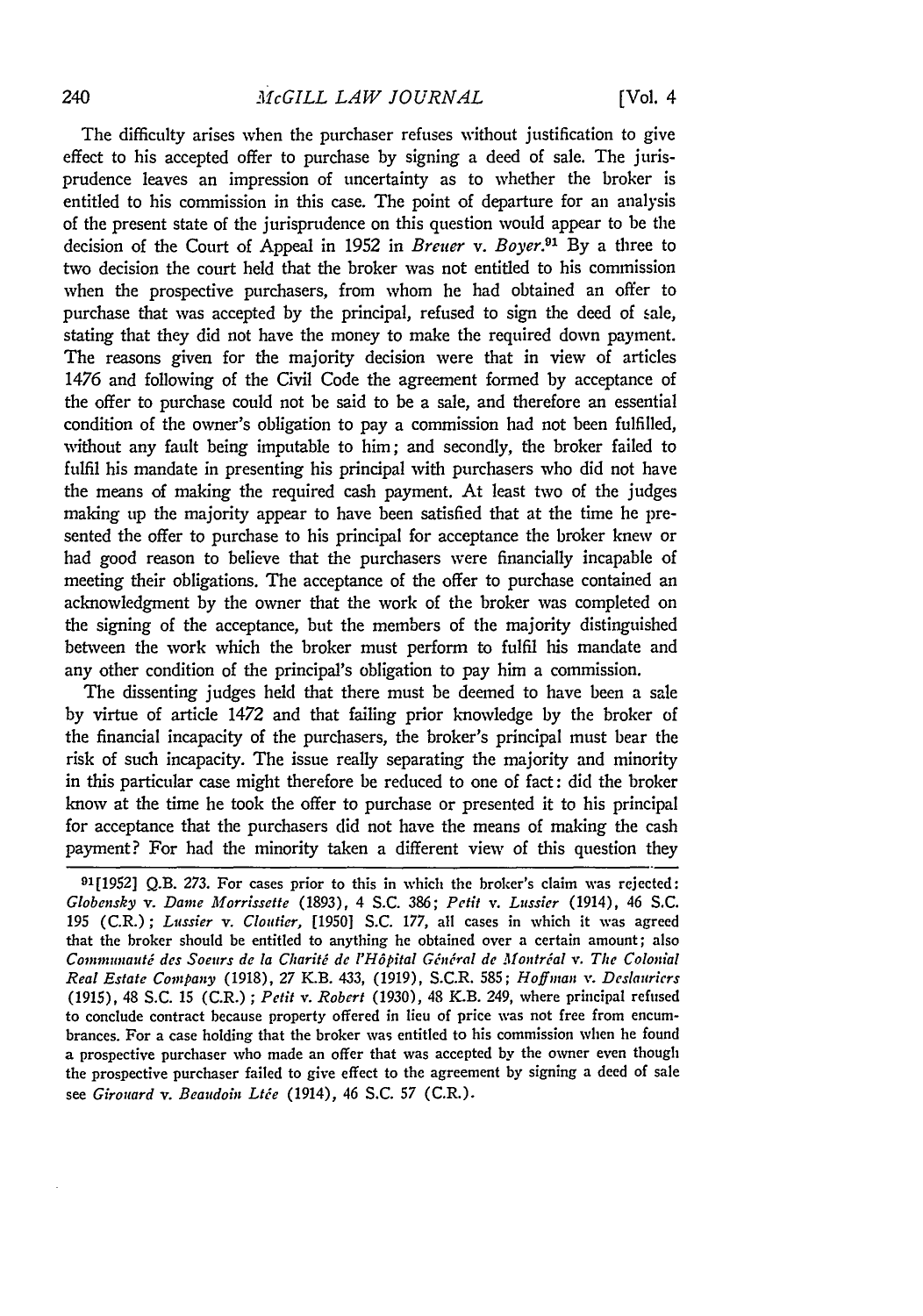The difficulty arises when the purchaser refuses without justification to give effect to his accepted offer to purchase by signing a deed of sale. The jurisprudence leaves an impression of uncertainty as to whether the broker is entitled to his commission in this case. The point of departure for an analysis of the present state of the jurisprudence on this question would appear to be the decision of the Court of Appeal in 1952 in *Breuer* v. *Boyer*.[91] By a three to two decision the court held that the broker was not entitled to his commission when the prospective purchasers, from whom he had obtained an offer to purchase that was accepted by the principal, refused to sign the deed of sale, stating that they did not have the money to make the required down payment. The reasons given for the majority decision were that in view of articles 1476 and following of the Civil Code the agreement formed by acceptance of the offer to purchase could not be said to be a sale, and therefore an essential condition of the owner's obligation to pay a commission had not been fulfilled, without any fault being imputable to him; and secondly, the broker failed to fulfil his mandate in presenting his principal with purchasers who did not have the means of making the required cash payment. At least two of the judges making up the majority appear to have been satisfied that at the time he presented the offer to purchase to his principal for acceptance the broker knew or had good reason to believe that the purchasers were financially incapable of meeting their obligations. The acceptance of the offer to purchase contained an acknowledgment by the owner that the work of the broker was completed on the signing of the acceptance, but the members of the majority distinguished between the work which the broker must perform to fulfil his mandate and any other condition of the principal's obligation to pay him a commission.

The dissenting judges held that there must be deemed to have been a sale by virtue of article 1472 and that failing prior knowledge by the broker of the financial incapacity of the purchasers, the broker's principal must bear the risk of such incapacity. The issue really separating the majority and minority in this particular case might therefore be reduced to one of fact: did the broker know at the time he took the offer to purchase or presented it to his principal for acceptance that the purchasers did not have the means of making the cash payment? For had the minority taken a different view of this question they

---

[91] [1952] Q.B. 273. For cases prior to this in which the broker's claim was rejected: *Globensky* v. *Dame Morrissette* (1893), 4 S.C. 386; *Petit* v. *Lussier* (1914), 46 S.C. 195 (C.R.); *Lussier* v. *Cloutier*, [1950] S.C. 177, all cases in which it was agreed that the broker should be entitled to anything he obtained over a certain amount; also *Communauté des Soeurs de la Charité de l'Hôpital Général de Montréal* v. *The Colonial Real Estate Company* (1918), 27 K.B. 433, (1919), S.C.R. 585; *Hoffman* v. *Deslauriers* (1915), 48 S.C. 15 (C.R.); *Petit* v. *Robert* (1930), 48 K.B. 249, where principal refused to conclude contract because property offered in lieu of price was not free from encumbrances. For a case holding that the broker was entitled to his commission when he found a prospective purchaser who made an offer that was accepted by the owner even though the prospective purchaser failed to give effect to the agreement by signing a deed of sale see *Girouard* v. *Beaudoin Ltée* (1914), 46 S.C. 57 (C.R.).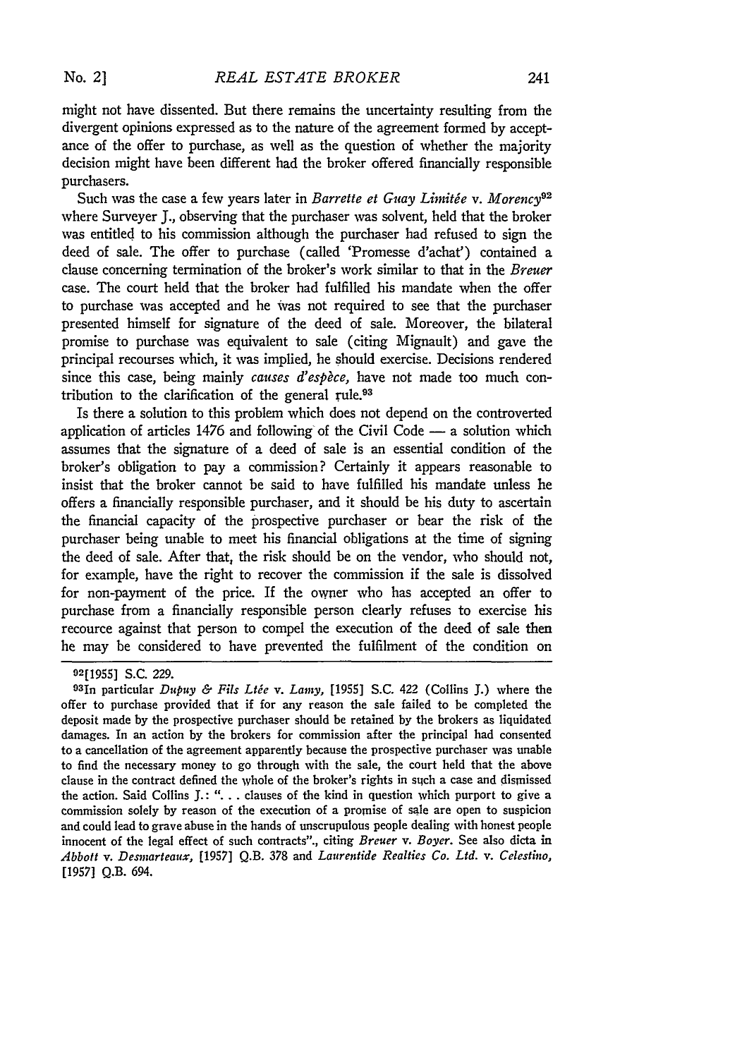might not have dissented. But there remains the uncertainty resulting from the divergent opinions expressed as to the nature of the agreement formed by acceptance of the offer to purchase, as well as the question of whether the majority decision might have been different had the broker offered financially responsible purchasers.

Such was the case a few years later in *Barrette et Guay Limitée* v. *Morency*[92] where Surveyer J., observing that the purchaser was solvent, held that the broker was entitled to his commission although the purchaser had refused to sign the deed of sale. The offer to purchase (called 'Promesse d'achat') contained a clause concerning termination of the broker's work similar to that in the *Breuer* case. The court held that the broker had fulfilled his mandate when the offer to purchase was accepted and he was not required to see that the purchaser presented himself for signature of the deed of sale. Moreover, the bilateral promise to purchase was equivalent to sale (citing Mignault) and gave the principal recourses which, it was implied, he should exercise. Decisions rendered since this case, being mainly *causes d'espèce*, have not made too much contribution to the clarification of the general rule.[93]

Is there a solution to this problem which does not depend on the controverted application of articles 1476 and following of the Civil Code — a solution which assumes that the signature of a deed of sale is an essential condition of the broker's obligation to pay a commission? Certainly it appears reasonable to insist that the broker cannot be said to have fulfilled his mandate unless he offers a financially responsible purchaser, and it should be his duty to ascertain the financial capacity of the prospective purchaser or bear the risk of the purchaser being unable to meet his financial obligations at the time of signing the deed of sale. After that, the risk should be on the vendor, who should not, for example, have the right to recover the commission if the sale is dissolved for non-payment of the price. If the owner who has accepted an offer to purchase from a financially responsible person clearly refuses to exercise his recource against that person to compel the execution of the deed of sale then he may be considered to have prevented the fulfilment of the condition on

---

[92][1955] S.C. 229.

[93]In particular *Dupuy & Fils Ltée* v. *Lamy*, [1955] S.C. 422 (Collins J.) where the offer to purchase provided that if for any reason the sale failed to be completed the deposit made by the prospective purchaser should be retained by the brokers as liquidated damages. In an action by the brokers for commission after the principal had consented to a cancellation of the agreement apparently because the prospective purchaser was unable to find the necessary money to go through with the sale, the court held that the above clause in the contract defined the whole of the broker's rights in such a case and dismissed the action. Said Collins J.: ". . . clauses of the kind in question which purport to give a commission solely by reason of the execution of a promise of sale are open to suspicion and could lead to grave abuse in the hands of unscrupulous people dealing with honest people innocent of the legal effect of such contracts"., citing *Breuer* v. *Boyer*. See also dicta in *Abbott* v. *Desmarteaux*, [1957] Q.B. 378 and *Laurentide Realties Co. Ltd.* v. *Celestino*, [1957] Q.B. 694.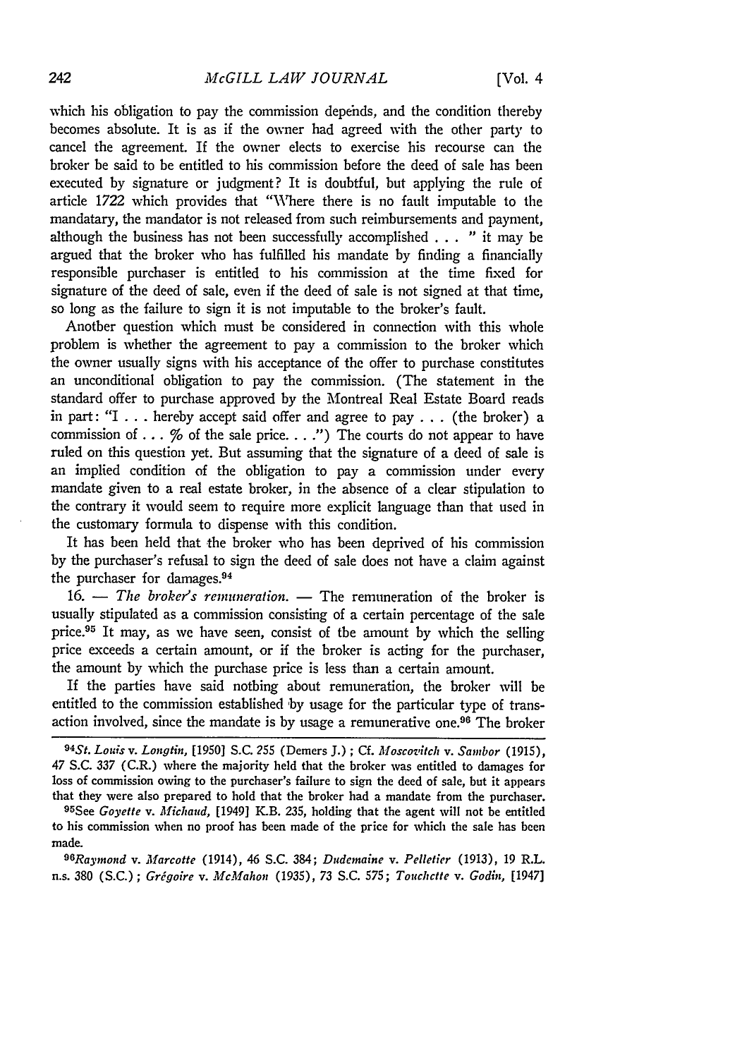which his obligation to pay the commission depends, and the condition thereby becomes absolute. It is as if the owner had agreed with the other party to cancel the agreement. If the owner elects to exercise his recourse can the broker be said to be entitled to his commission before the deed of sale has been executed by signature or judgment? It is doubtful, but applying the rule of article 1722 which provides that "Where there is no fault imputable to the mandatary, the mandator is not released from such reimbursements and payment, although the business has not been successfully accomplished . . . " it may be argued that the broker who has fulfilled his mandate by finding a financially responsible purchaser is entitled to his commission at the time fixed for signature of the deed of sale, even if the deed of sale is not signed at that time, so long as the failure to sign it is not imputable to the broker's fault.

Another question which must be considered in connection with this whole problem is whether the agreement to pay a commission to the broker which the owner usually signs with his acceptance of the offer to purchase constitutes an unconditional obligation to pay the commission. (The statement in the standard offer to purchase approved by the Montreal Real Estate Board reads in part: "I . . . hereby accept said offer and agree to pay . . . (the broker) a commission of . . . % of the sale price. . . .") The courts do not appear to have ruled on this question yet. But assuming that the signature of a deed of sale is an implied condition of the obligation to pay a commission under every mandate given to a real estate broker, in the absence of a clear stipulation to the contrary it would seem to require more explicit language than that used in the customary formula to dispense with this condition.

It has been held that the broker who has been deprived of his commission by the purchaser's refusal to sign the deed of sale does not have a claim against the purchaser for damages.[94]

16. — *The broker's remuneration.* — The remuneration of the broker is usually stipulated as a commission consisting of a certain percentage of the sale price.[95] It may, as we have seen, consist of the amount by which the selling price exceeds a certain amount, or if the broker is acting for the purchaser, the amount by which the purchase price is less than a certain amount.

If the parties have said nothing about remuneration, the broker will be entitled to the commission established by usage for the particular type of transaction involved, since the mandate is by usage a remunerative one.[96] The broker

---

[94] *St. Louis v. Longtin*, [1950] S.C. 255 (Demers J.) ; Cf. *Moscovitch v. Sambor* (1915), 47 S.C. 337 (C.R.) where the majority held that the broker was entitled to damages for loss of commission owing to the purchaser's failure to sign the deed of sale, but it appears that they were also prepared to hold that the broker had a mandate from the purchaser.

[95] See *Goyette v. Michaud*, [1949] K.B. 235, holding that the agent will not be entitled to his commission when no proof has been made of the price for which the sale has been made.

[96] *Raymond v. Marcotte* (1914), 46 S.C. 384; *Dudemaine v. Pelletier* (1913), 19 R.L. n.s. 380 (S.C.) ; *Grégoire v. McMahon* (1935), 73 S.C. 575; *Touchette v. Godin*, [1947]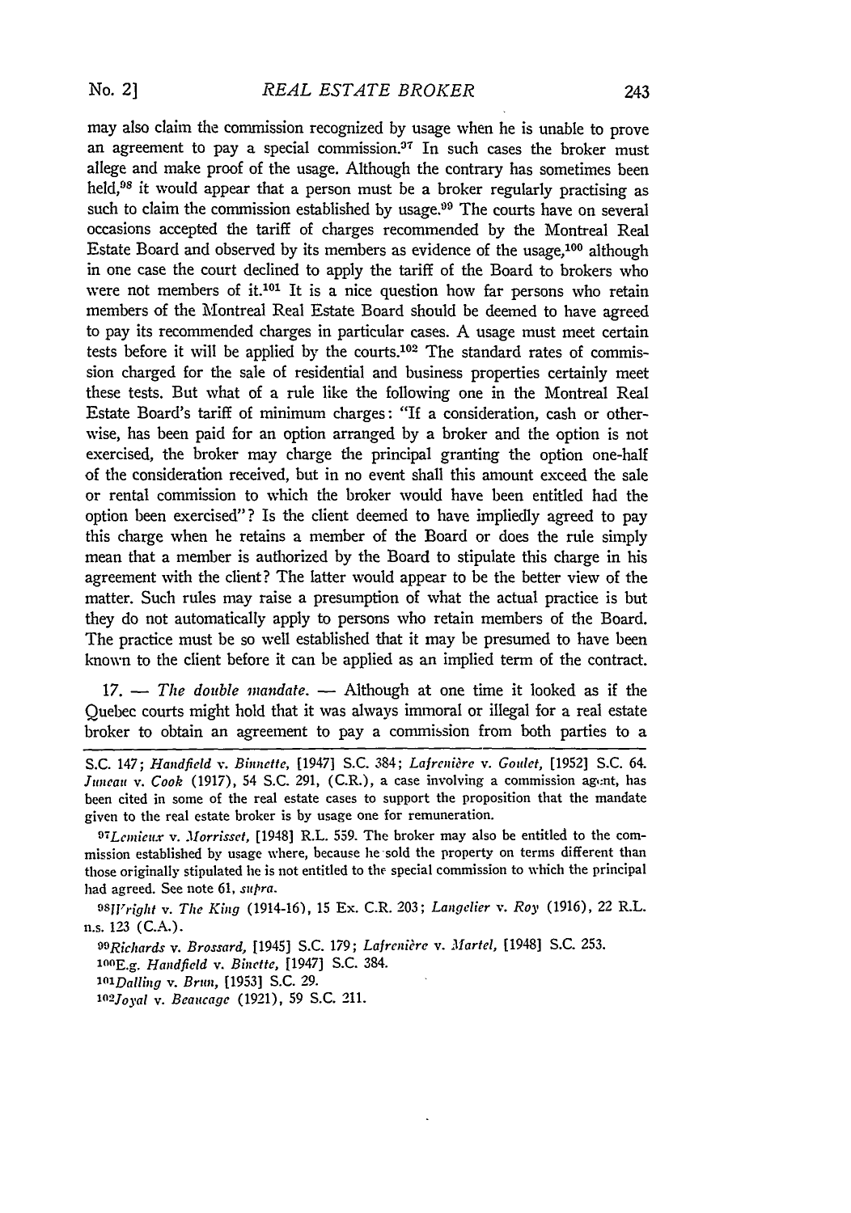may also claim the commission recognized by usage when he is unable to prove an agreement to pay a special commission.[97] In such cases the broker must allege and make proof of the usage. Although the contrary has sometimes been held,[98] it would appear that a person must be a broker regularly practising as such to claim the commission established by usage.[99] The courts have on several occasions accepted the tariff of charges recommended by the Montreal Real Estate Board and observed by its members as evidence of the usage,[100] although in one case the court declined to apply the tariff of the Board to brokers who were not members of it.[101] It is a nice question how far persons who retain members of the Montreal Real Estate Board should be deemed to have agreed to pay its recommended charges in particular cases. A usage must meet certain tests before it will be applied by the courts.[102] The standard rates of commission charged for the sale of residential and business properties certainly meet these tests. But what of a rule like the following one in the Montreal Real Estate Board's tariff of minimum charges: "If a consideration, cash or otherwise, has been paid for an option arranged by a broker and the option is not exercised, the broker may charge the principal granting the option one-half of the consideration received, but in no event shall this amount exceed the sale or rental commission to which the broker would have been entitled had the option been exercised"? Is the client deemed to have impliedly agreed to pay this charge when he retains a member of the Board or does the rule simply mean that a member is authorized by the Board to stipulate this charge in his agreement with the client? The latter would appear to be the better view of the matter. Such rules may raise a presumption of what the actual practice is but they do not automatically apply to persons who retain members of the Board. The practice must be so well established that it may be presumed to have been known to the client before it can be applied as an implied term of the contract.

17. — *The double mandate*. — Although at one time it looked as if the Quebec courts might hold that it was always immoral or illegal for a real estate broker to obtain an agreement to pay a commission from both parties to a

---

S.C. 147; *Handfield v. Binnette*, [1947] S.C. 384; *Lafrenière v. Goulet*, [1952] S.C. 64. *Juneau v. Cook* (1917), 54 S.C. 291, (C.R.), a case involving a commission agent, has been cited in some of the real estate cases to support the proposition that the mandate given to the real estate broker is by usage one for remuneration.

[97] *Lemieux v. Morrisset*, [1948] R.L. 559. The broker may also be entitled to the commission established by usage where, because he sold the property on terms different than those originally stipulated he is not entitled to the special commission to which the principal had agreed. See note 61, *supra*.

[98] *Wright v. The King* (1914-16), 15 Ex. C.R. 203; *Langelier v. Roy* (1916), 22 R.L. n.s. 123 (C.A.).

[99] *Richards v. Brossard*, [1945] S.C. 179; *Lafrenière v. Martel*, [1948] S.C. 253.

[100] E.g. *Handfield v. Binette*, [1947] S.C. 384.

[101] *Dalling v. Brun*, [1953] S.C. 29.

[102] *Joyal v. Beaucage* (1921), 59 S.C. 211.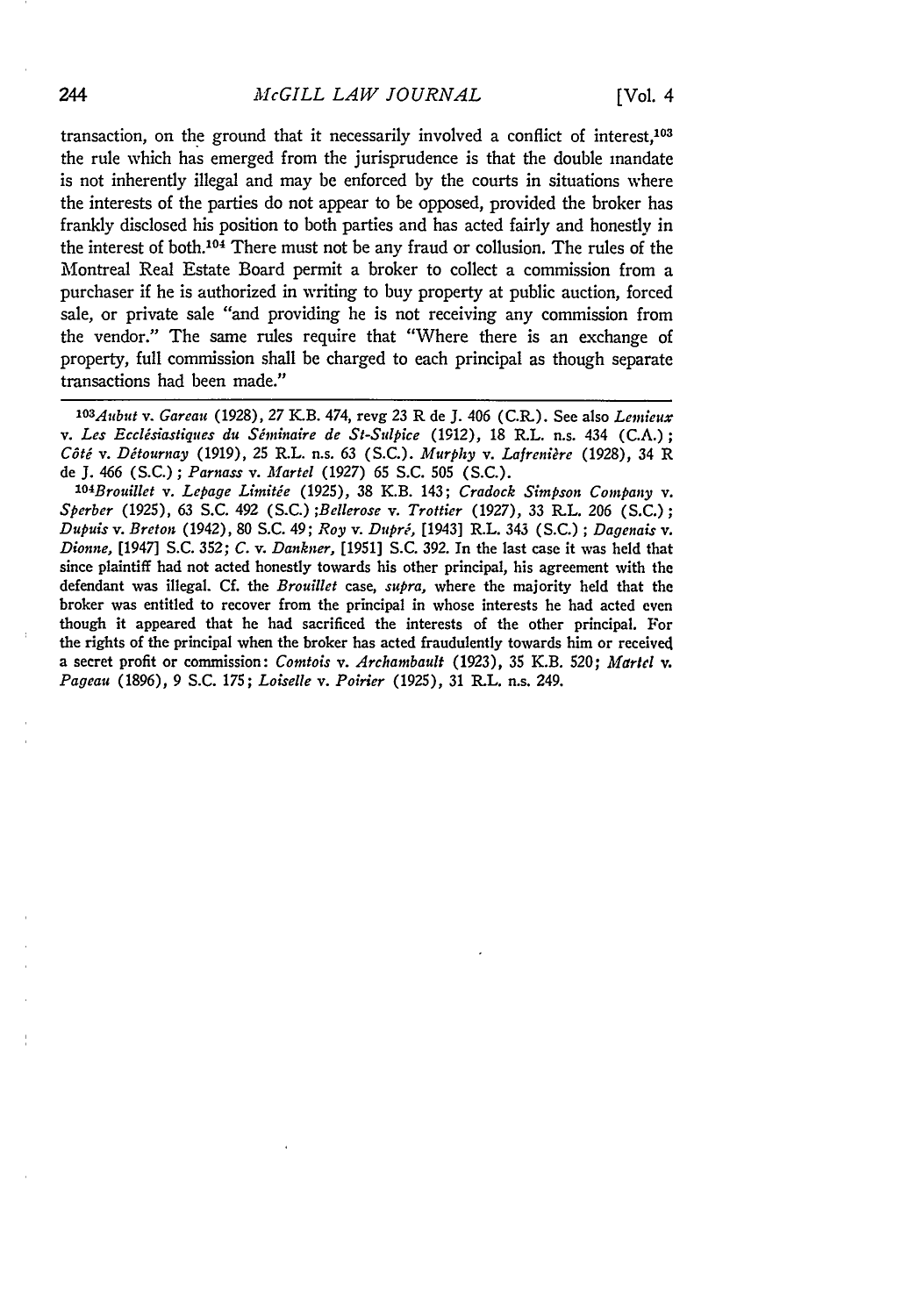transaction, on the ground that it necessarily involved a conflict of interest,[103] the rule which has emerged from the jurisprudence is that the double mandate is not inherently illegal and may be enforced by the courts in situations where the interests of the parties do not appear to be opposed, provided the broker has frankly disclosed his position to both parties and has acted fairly and honestly in the interest of both.[104] There must not be any fraud or collusion. The rules of the Montreal Real Estate Board permit a broker to collect a commission from a purchaser if he is authorized in writing to buy property at public auction, forced sale, or private sale "and providing he is not receiving any commission from the vendor." The same rules require that "Where there is an exchange of property, full commission shall be charged to each principal as though separate transactions had been made."

---

[103] *Aubut* v. *Gareau* (1928), 27 K.B. 474, revg 23 R de J. 406 (C.R.). See also *Lemieux* v. *Les Ecclésiastiques du Séminaire de St-Sulpice* (1912), 18 R.L. n.s. 434 (C.A.); *Côté* v. *Détournay* (1919), 25 R.L. n.s. 63 (S.C.). *Murphy* v. *Lafrenière* (1928), 34 R de J. 466 (S.C.); *Parnass* v. *Martel* (1927) 65 S.C. 505 (S.C.).

[104] *Brouillet* v. *Lepage Limitée* (1925), 38 K.B. 143; *Cradock Simpson Company* v. *Sperber* (1925), 63 S.C. 492 (S.C.); *Bellerose* v. *Trottier* (1927), 33 R.L. 206 (S.C.); *Dupuis* v. *Breton* (1942), 80 S.C. 49; *Roy* v. *Dupré*, [1943] R.L. 343 (S.C.); *Dagenais* v. *Dionne*, [1947] S.C. 352; *C.* v. *Dankner*, [1951] S.C. 392. In the last case it was held that since plaintiff had not acted honestly towards his other principal, his agreement with the defendant was illegal. Cf. the *Brouillet* case, *supra*, where the majority held that the broker was entitled to recover from the principal in whose interests he had acted even though it appeared that he had sacrificed the interests of the other principal. For the rights of the principal when the broker has acted fraudulently towards him or received a secret profit or commission: *Comtois* v. *Archambault* (1923), 35 K.B. 520; *Martel* v. *Pageau* (1896), 9 S.C. 175; *Loiselle* v. *Poirier* (1925), 31 R.L. n.s. 249.